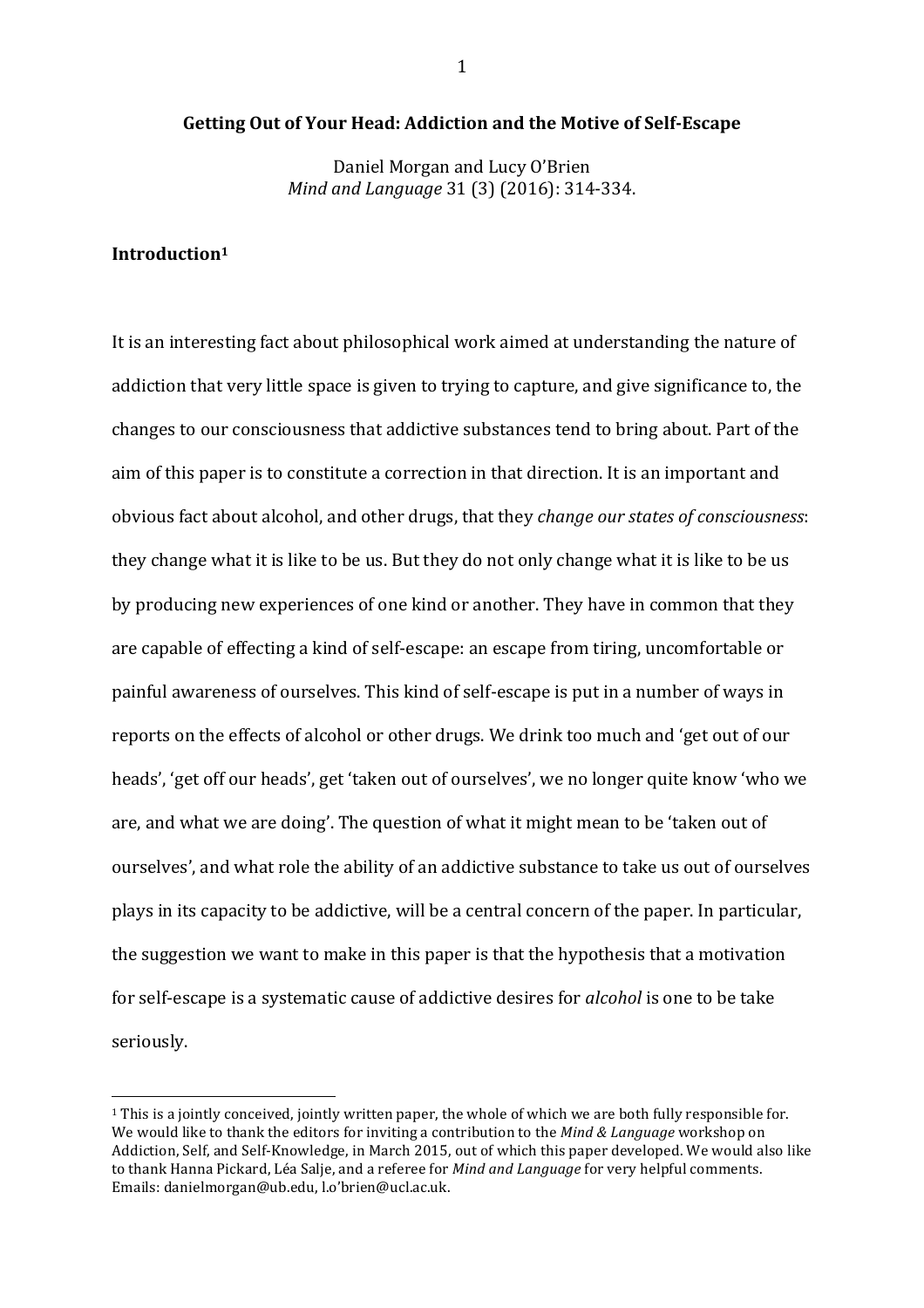# Getting Out of Your Head: Addiction and the Motive of Self-Escape

Daniel Morgan and Lucy O'Brien
*Mind and Language* 31 (3) (2016): 314-334.

## Introduction[1]

It is an interesting fact about philosophical work aimed at understanding the nature of addiction that very little space is given to trying to capture, and give significance to, the changes to our consciousness that addictive substances tend to bring about. Part of the aim of this paper is to constitute a correction in that direction. It is an important and obvious fact about alcohol, and other drugs, that they *change our states of consciousness*: they change what it is like to be us. But they do not only change what it is like to be us by producing new experiences of one kind or another. They have in common that they are capable of effecting a kind of self-escape: an escape from tiring, uncomfortable or painful awareness of ourselves. This kind of self-escape is put in a number of ways in reports on the effects of alcohol or other drugs. We drink too much and 'get out of our heads', 'get off our heads', get 'taken out of ourselves', we no longer quite know 'who we are, and what we are doing'. The question of what it might mean to be 'taken out of ourselves', and what role the ability of an addictive substance to take us out of ourselves plays in its capacity to be addictive, will be a central concern of the paper. In particular, the suggestion we want to make in this paper is that the hypothesis that a motivation for self-escape is a systematic cause of addictive desires for *alcohol* is one to be take seriously.

[1] This is a jointly conceived, jointly written paper, the whole of which we are both fully responsible for. We would like to thank the editors for inviting a contribution to the *Mind & Language* workshop on Addiction, Self, and Self-Knowledge, in March 2015, out of which this paper developed. We would also like to thank Hanna Pickard, Léa Salje, and a referee for *Mind and Language* for very helpful comments. Emails: danielmorgan@ub.edu, l.o'brien@ucl.ac.uk.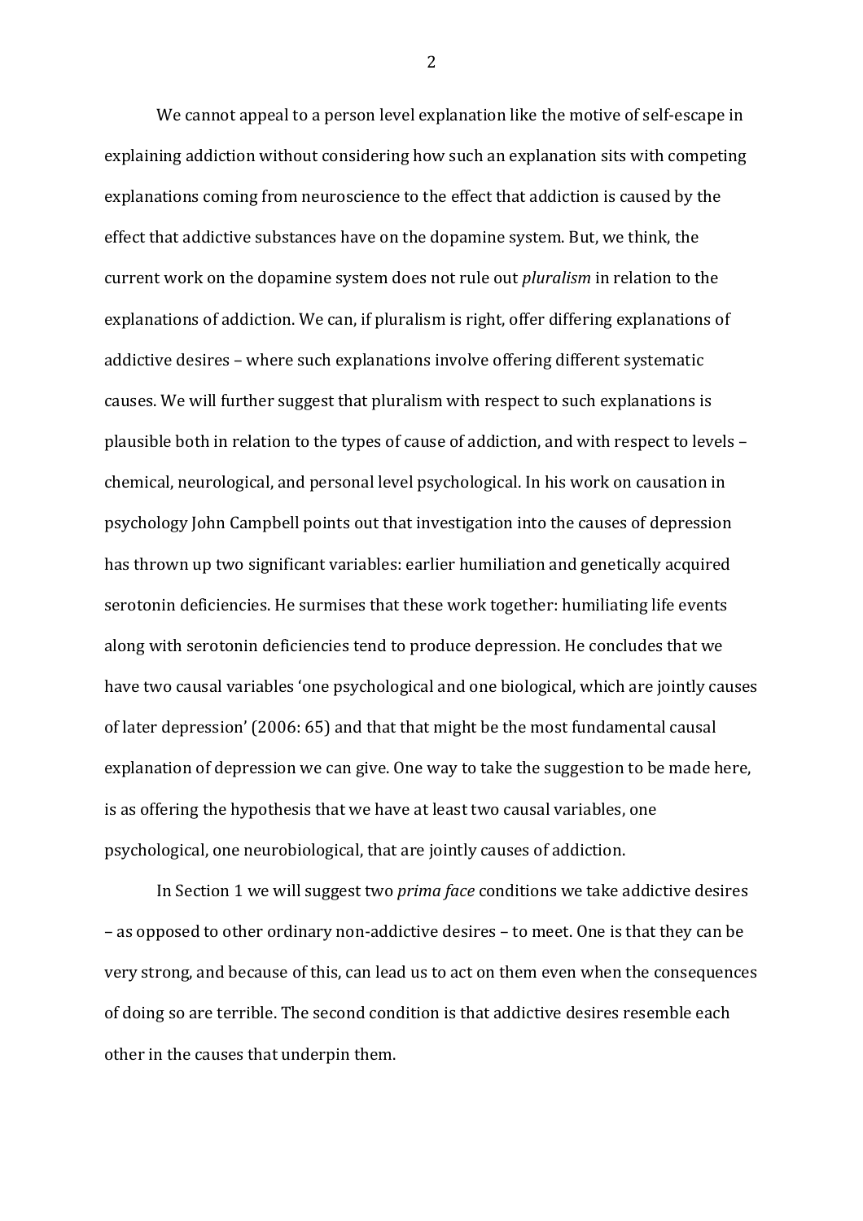We cannot appeal to a person level explanation like the motive of self-escape in explaining addiction without considering how such an explanation sits with competing explanations coming from neuroscience to the effect that addiction is caused by the effect that addictive substances have on the dopamine system. But, we think, the current work on the dopamine system does not rule out *pluralism* in relation to the explanations of addiction. We can, if pluralism is right, offer differing explanations of addictive desires – where such explanations involve offering different systematic causes. We will further suggest that pluralism with respect to such explanations is plausible both in relation to the types of cause of addiction, and with respect to levels – chemical, neurological, and personal level psychological. In his work on causation in psychology John Campbell points out that investigation into the causes of depression has thrown up two significant variables: earlier humiliation and genetically acquired serotonin deficiencies. He surmises that these work together: humiliating life events along with serotonin deficiencies tend to produce depression. He concludes that we have two causal variables 'one psychological and one biological, which are jointly causes of later depression' (2006: 65) and that that might be the most fundamental causal explanation of depression we can give. One way to take the suggestion to be made here, is as offering the hypothesis that we have at least two causal variables, one psychological, one neurobiological, that are jointly causes of addiction.

In Section 1 we will suggest two *prima face* conditions we take addictive desires – as opposed to other ordinary non-addictive desires – to meet. One is that they can be very strong, and because of this, can lead us to act on them even when the consequences of doing so are terrible. The second condition is that addictive desires resemble each other in the causes that underpin them.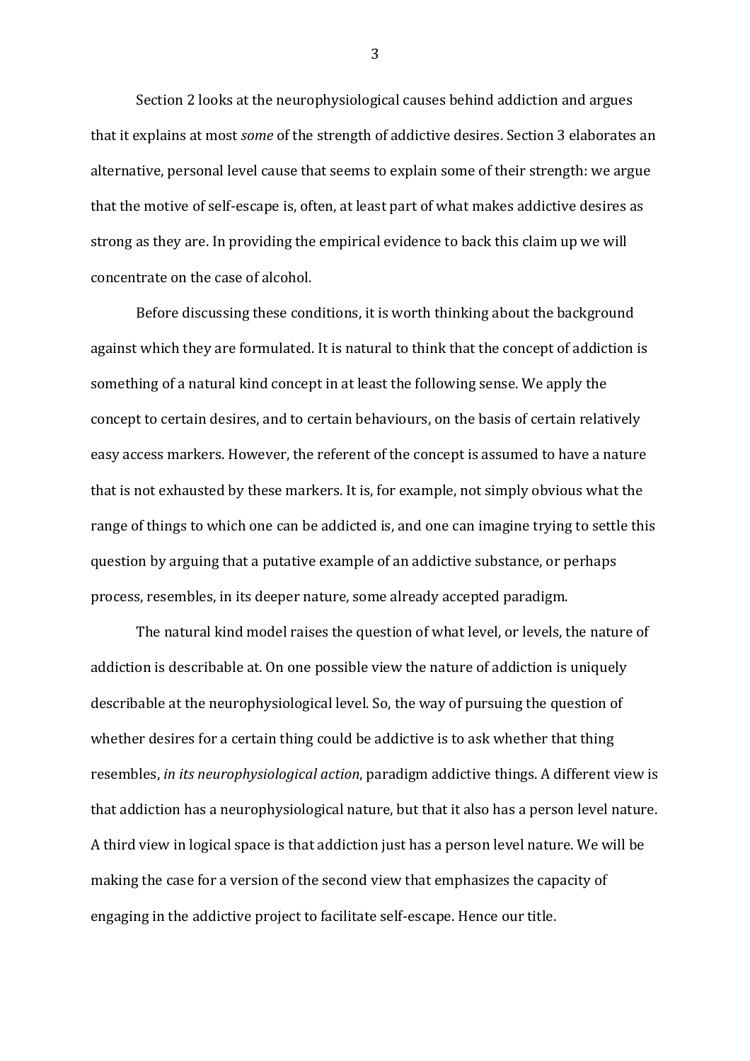Section 2 looks at the neurophysiological causes behind addiction and argues that it explains at most *some* of the strength of addictive desires. Section 3 elaborates an alternative, personal level cause that seems to explain some of their strength: we argue that the motive of self-escape is, often, at least part of what makes addictive desires as strong as they are. In providing the empirical evidence to back this claim up we will concentrate on the case of alcohol.

Before discussing these conditions, it is worth thinking about the background against which they are formulated. It is natural to think that the concept of addiction is something of a natural kind concept in at least the following sense. We apply the concept to certain desires, and to certain behaviours, on the basis of certain relatively easy access markers. However, the referent of the concept is assumed to have a nature that is not exhausted by these markers. It is, for example, not simply obvious what the range of things to which one can be addicted is, and one can imagine trying to settle this question by arguing that a putative example of an addictive substance, or perhaps process, resembles, in its deeper nature, some already accepted paradigm.

The natural kind model raises the question of what level, or levels, the nature of addiction is describable at. On one possible view the nature of addiction is uniquely describable at the neurophysiological level. So, the way of pursuing the question of whether desires for a certain thing could be addictive is to ask whether that thing resembles, *in its neurophysiological action*, paradigm addictive things. A different view is that addiction has a neurophysiological nature, but that it also has a person level nature. A third view in logical space is that addiction just has a person level nature. We will be making the case for a version of the second view that emphasizes the capacity of engaging in the addictive project to facilitate self-escape. Hence our title.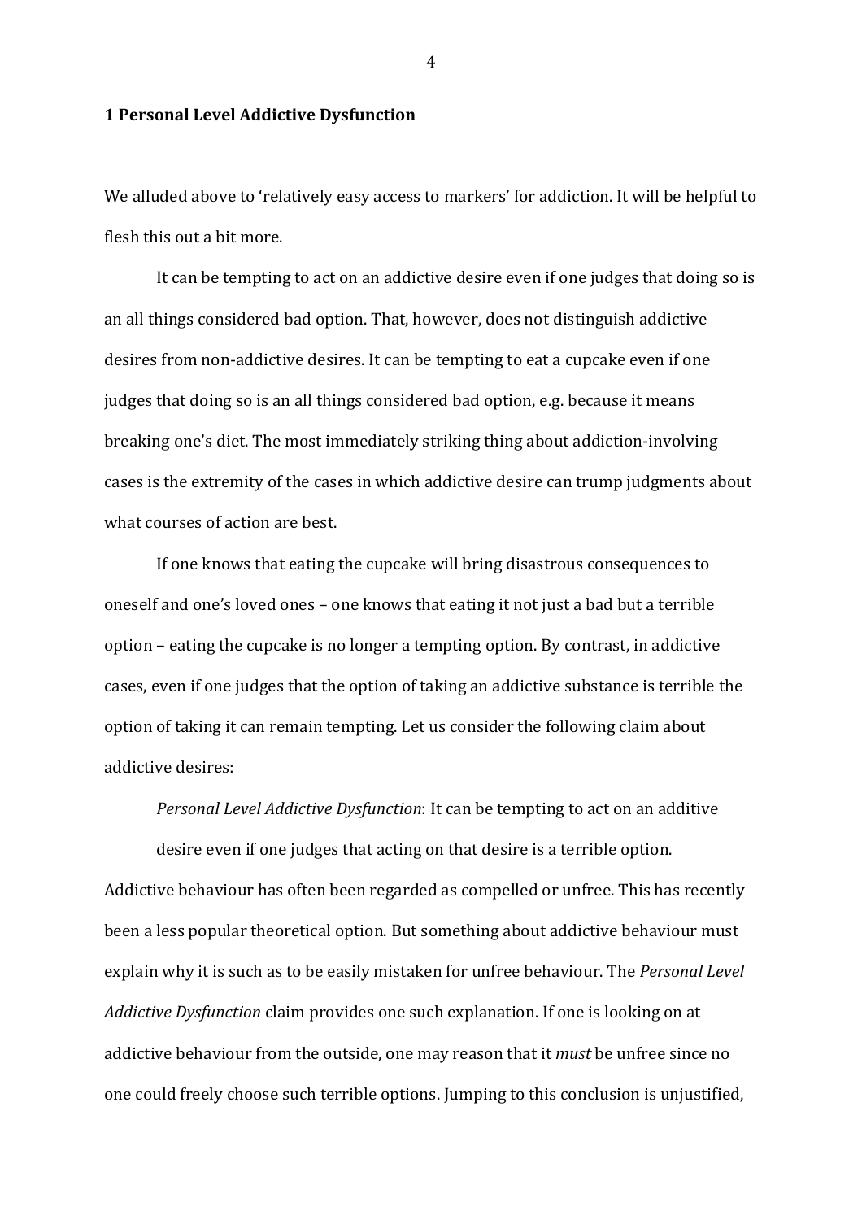## 1 Personal Level Addictive Dysfunction

We alluded above to 'relatively easy access to markers' for addiction. It will be helpful to flesh this out a bit more.

It can be tempting to act on an addictive desire even if one judges that doing so is an all things considered bad option. That, however, does not distinguish addictive desires from non-addictive desires. It can be tempting to eat a cupcake even if one judges that doing so is an all things considered bad option, e.g. because it means breaking one's diet. The most immediately striking thing about addiction-involving cases is the extremity of the cases in which addictive desire can trump judgments about what courses of action are best.

If one knows that eating the cupcake will bring disastrous consequences to oneself and one's loved ones – one knows that eating it not just a bad but a terrible option – eating the cupcake is no longer a tempting option. By contrast, in addictive cases, even if one judges that the option of taking an addictive substance is terrible the option of taking it can remain tempting. Let us consider the following claim about addictive desires:

> *Personal Level Addictive Dysfunction*: It can be tempting to act on an additive desire even if one judges that acting on that desire is a terrible option.

Addictive behaviour has often been regarded as compelled or unfree. This has recently been a less popular theoretical option. But something about addictive behaviour must explain why it is such as to be easily mistaken for unfree behaviour. The *Personal Level Addictive Dysfunction* claim provides one such explanation. If one is looking on at addictive behaviour from the outside, one may reason that it *must* be unfree since no one could freely choose such terrible options. Jumping to this conclusion is unjustified,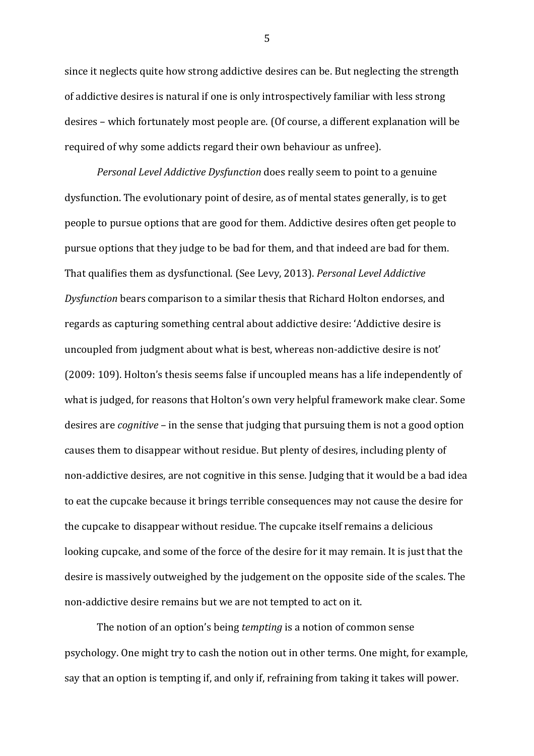since it neglects quite how strong addictive desires can be. But neglecting the strength of addictive desires is natural if one is only introspectively familiar with less strong desires – which fortunately most people are. (Of course, a different explanation will be required of why some addicts regard their own behaviour as unfree).

*Personal Level Addictive Dysfunction* does really seem to point to a genuine dysfunction. The evolutionary point of desire, as of mental states generally, is to get people to pursue options that are good for them. Addictive desires often get people to pursue options that they judge to be bad for them, and that indeed are bad for them. That qualifies them as dysfunctional. (See Levy, 2013). *Personal Level Addictive Dysfunction* bears comparison to a similar thesis that Richard Holton endorses, and regards as capturing something central about addictive desire: 'Addictive desire is uncoupled from judgment about what is best, whereas non-addictive desire is not' (2009: 109). Holton's thesis seems false if uncoupled means has a life independently of what is judged, for reasons that Holton's own very helpful framework make clear. Some desires are *cognitive* – in the sense that judging that pursuing them is not a good option causes them to disappear without residue. But plenty of desires, including plenty of non-addictive desires, are not cognitive in this sense. Judging that it would be a bad idea to eat the cupcake because it brings terrible consequences may not cause the desire for the cupcake to disappear without residue. The cupcake itself remains a delicious looking cupcake, and some of the force of the desire for it may remain. It is just that the desire is massively outweighed by the judgement on the opposite side of the scales. The non-addictive desire remains but we are not tempted to act on it.

The notion of an option's being *tempting* is a notion of common sense psychology. One might try to cash the notion out in other terms. One might, for example, say that an option is tempting if, and only if, refraining from taking it takes will power.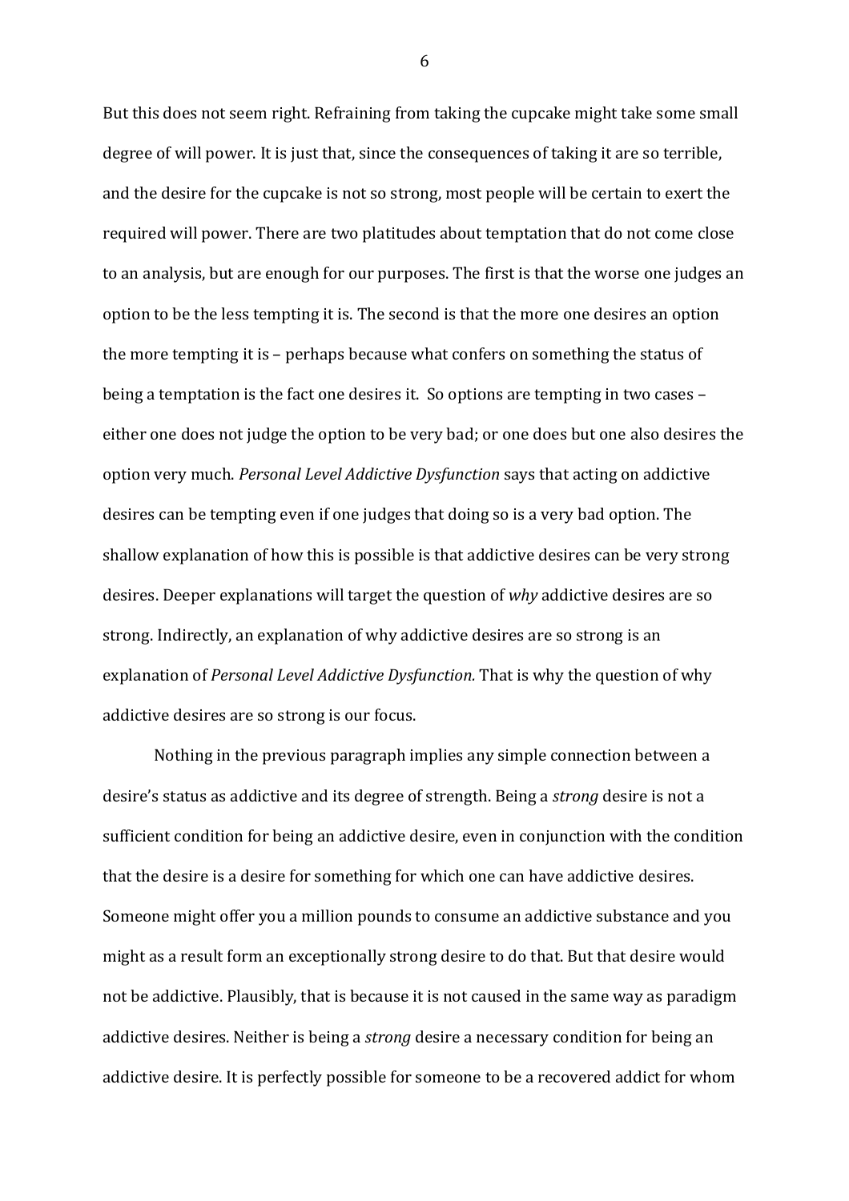But this does not seem right. Refraining from taking the cupcake might take some small degree of will power. It is just that, since the consequences of taking it are so terrible, and the desire for the cupcake is not so strong, most people will be certain to exert the required will power. There are two platitudes about temptation that do not come close to an analysis, but are enough for our purposes. The first is that the worse one judges an option to be the less tempting it is. The second is that the more one desires an option the more tempting it is – perhaps because what confers on something the status of being a temptation is the fact one desires it. So options are tempting in two cases – either one does not judge the option to be very bad; or one does but one also desires the option very much. *Personal Level Addictive Dysfunction* says that acting on addictive desires can be tempting even if one judges that doing so is a very bad option. The shallow explanation of how this is possible is that addictive desires can be very strong desires. Deeper explanations will target the question of *why* addictive desires are so strong. Indirectly, an explanation of why addictive desires are so strong is an explanation of *Personal Level Addictive Dysfunction.* That is why the question of why addictive desires are so strong is our focus.

Nothing in the previous paragraph implies any simple connection between a desire's status as addictive and its degree of strength. Being a *strong* desire is not a sufficient condition for being an addictive desire, even in conjunction with the condition that the desire is a desire for something for which one can have addictive desires. Someone might offer you a million pounds to consume an addictive substance and you might as a result form an exceptionally strong desire to do that. But that desire would not be addictive. Plausibly, that is because it is not caused in the same way as paradigm addictive desires. Neither is being a *strong* desire a necessary condition for being an addictive desire. It is perfectly possible for someone to be a recovered addict for whom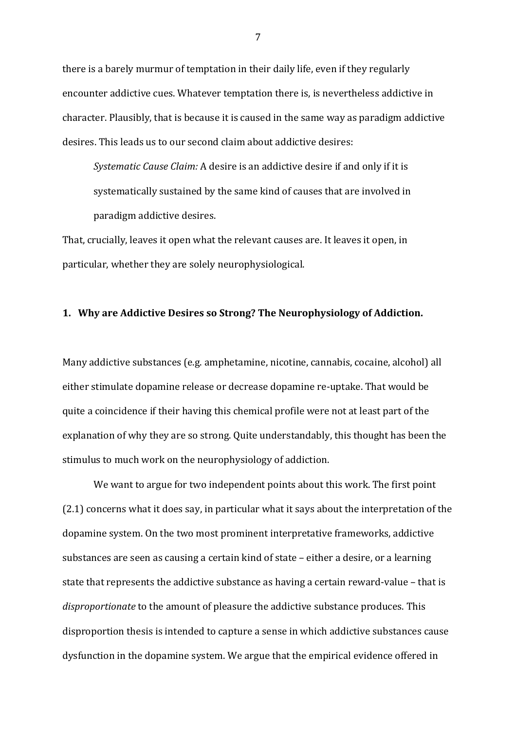there is a barely murmur of temptation in their daily life, even if they regularly encounter addictive cues. Whatever temptation there is, is nevertheless addictive in character. Plausibly, that is because it is caused in the same way as paradigm addictive desires. This leads us to our second claim about addictive desires:

> *Systematic Cause Claim:* A desire is an addictive desire if and only if it is systematically sustained by the same kind of causes that are involved in paradigm addictive desires.

That, crucially, leaves it open what the relevant causes are. It leaves it open, in particular, whether they are solely neurophysiological.

## 1. Why are Addictive Desires so Strong? The Neurophysiology of Addiction.

Many addictive substances (e.g. amphetamine, nicotine, cannabis, cocaine, alcohol) all either stimulate dopamine release or decrease dopamine re-uptake. That would be quite a coincidence if their having this chemical profile were not at least part of the explanation of why they are so strong. Quite understandably, this thought has been the stimulus to much work on the neurophysiology of addiction.

We want to argue for two independent points about this work. The first point (2.1) concerns what it does say, in particular what it says about the interpretation of the dopamine system. On the two most prominent interpretative frameworks, addictive substances are seen as causing a certain kind of state – either a desire, or a learning state that represents the addictive substance as having a certain reward-value – that is *disproportionate* to the amount of pleasure the addictive substance produces. This disproportion thesis is intended to capture a sense in which addictive substances cause dysfunction in the dopamine system. We argue that the empirical evidence offered in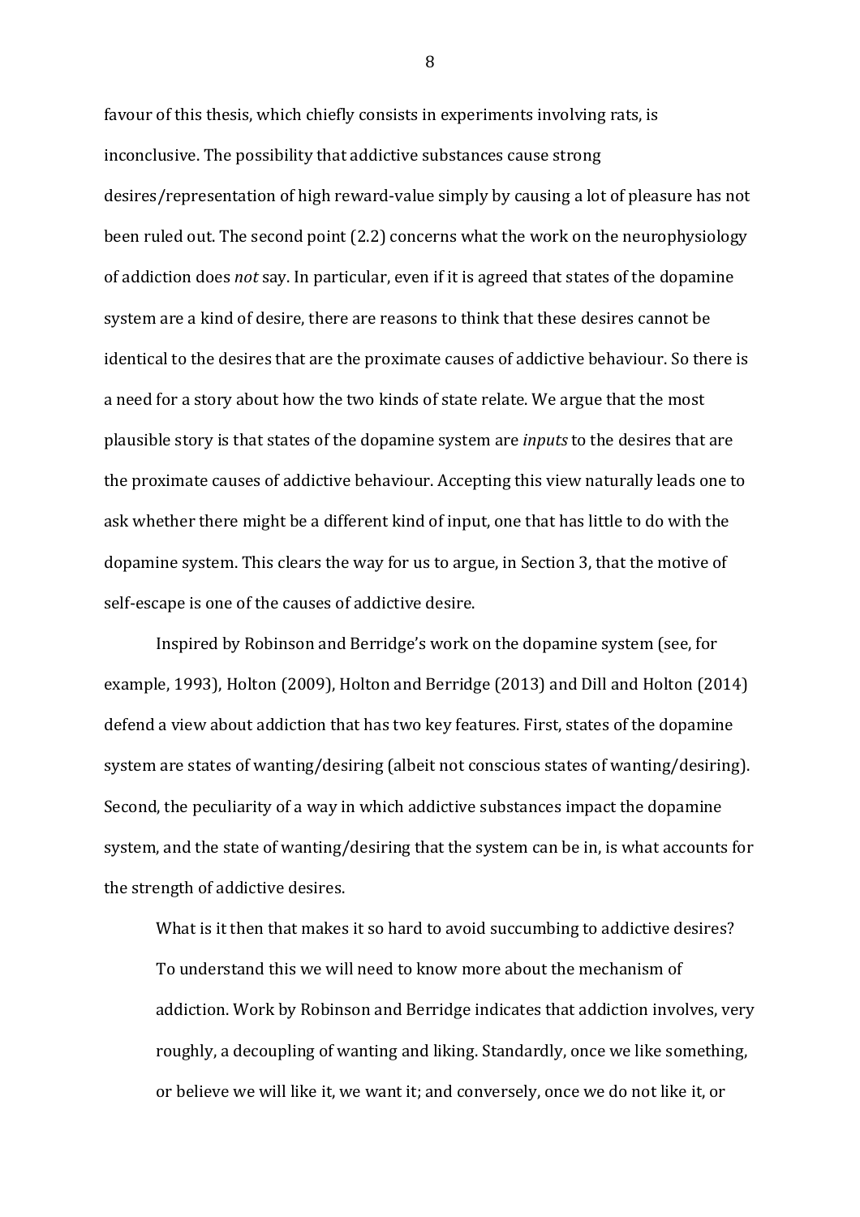favour of this thesis, which chiefly consists in experiments involving rats, is inconclusive. The possibility that addictive substances cause strong desires/representation of high reward-value simply by causing a lot of pleasure has not been ruled out. The second point (2.2) concerns what the work on the neurophysiology of addiction does *not* say. In particular, even if it is agreed that states of the dopamine system are a kind of desire, there are reasons to think that these desires cannot be identical to the desires that are the proximate causes of addictive behaviour. So there is a need for a story about how the two kinds of state relate. We argue that the most plausible story is that states of the dopamine system are *inputs* to the desires that are the proximate causes of addictive behaviour. Accepting this view naturally leads one to ask whether there might be a different kind of input, one that has little to do with the dopamine system. This clears the way for us to argue, in Section 3, that the motive of self-escape is one of the causes of addictive desire.

Inspired by Robinson and Berridge's work on the dopamine system (see, for example, 1993), Holton (2009), Holton and Berridge (2013) and Dill and Holton (2014) defend a view about addiction that has two key features. First, states of the dopamine system are states of wanting/desiring (albeit not conscious states of wanting/desiring). Second, the peculiarity of a way in which addictive substances impact the dopamine system, and the state of wanting/desiring that the system can be in, is what accounts for the strength of addictive desires.

> What is it then that makes it so hard to avoid succumbing to addictive desires? To understand this we will need to know more about the mechanism of addiction. Work by Robinson and Berridge indicates that addiction involves, very roughly, a decoupling of wanting and liking. Standardly, once we like something, or believe we will like it, we want it; and conversely, once we do not like it, or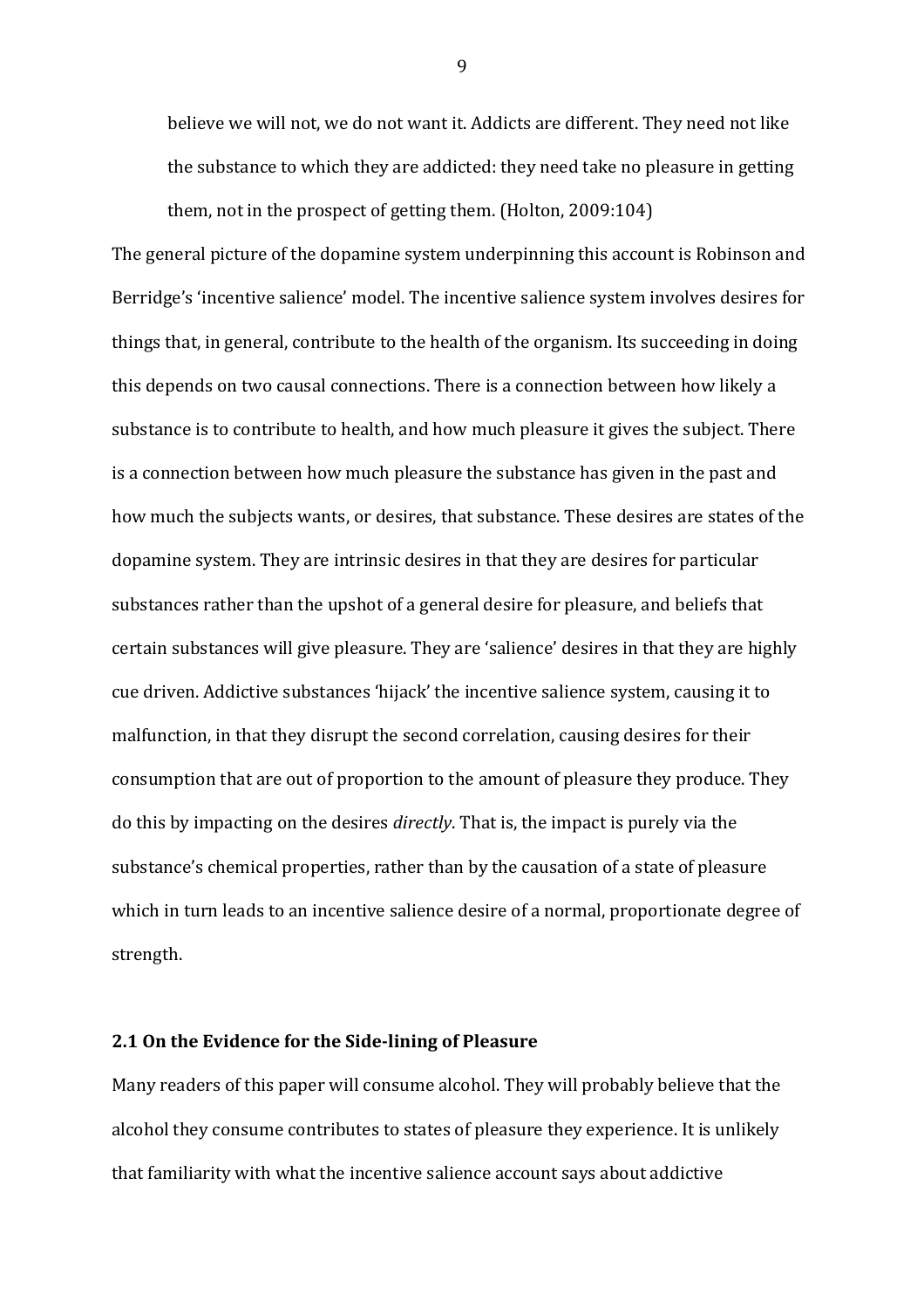> believe we will not, we do not want it. Addicts are different. They need not like the substance to which they are addicted: they need take no pleasure in getting them, not in the prospect of getting them. (Holton, 2009:104)

The general picture of the dopamine system underpinning this account is Robinson and Berridge's 'incentive salience' model. The incentive salience system involves desires for things that, in general, contribute to the health of the organism. Its succeeding in doing this depends on two causal connections. There is a connection between how likely a substance is to contribute to health, and how much pleasure it gives the subject. There is a connection between how much pleasure the substance has given in the past and how much the subjects wants, or desires, that substance. These desires are states of the dopamine system. They are intrinsic desires in that they are desires for particular substances rather than the upshot of a general desire for pleasure, and beliefs that certain substances will give pleasure. They are 'salience' desires in that they are highly cue driven. Addictive substances 'hijack' the incentive salience system, causing it to malfunction, in that they disrupt the second correlation, causing desires for their consumption that are out of proportion to the amount of pleasure they produce. They do this by impacting on the desires *directly*. That is, the impact is purely via the substance's chemical properties, rather than by the causation of a state of pleasure which in turn leads to an incentive salience desire of a normal, proportionate degree of strength.

### 2.1 On the Evidence for the Side-lining of Pleasure

Many readers of this paper will consume alcohol. They will probably believe that the alcohol they consume contributes to states of pleasure they experience. It is unlikely that familiarity with what the incentive salience account says about addictive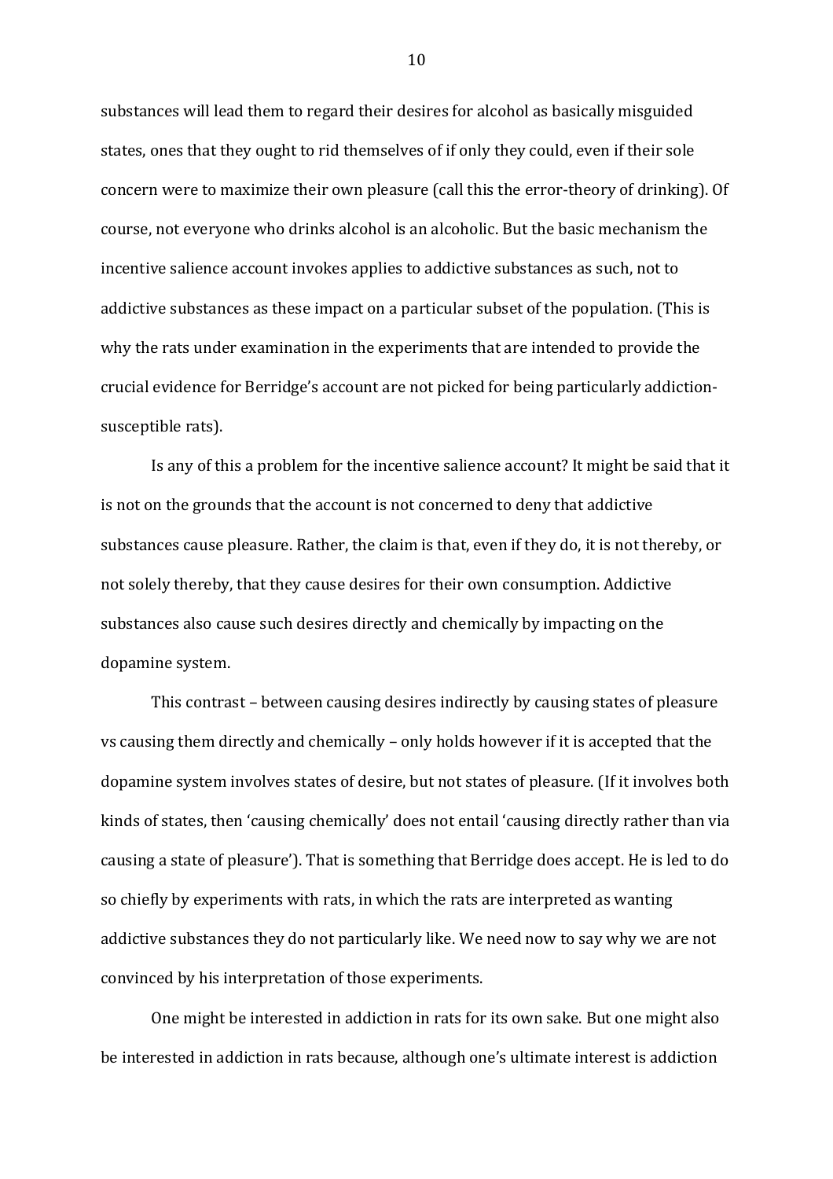substances will lead them to regard their desires for alcohol as basically misguided states, ones that they ought to rid themselves of if only they could, even if their sole concern were to maximize their own pleasure (call this the error-theory of drinking). Of course, not everyone who drinks alcohol is an alcoholic. But the basic mechanism the incentive salience account invokes applies to addictive substances as such, not to addictive substances as these impact on a particular subset of the population. (This is why the rats under examination in the experiments that are intended to provide the crucial evidence for Berridge's account are not picked for being particularly addiction-susceptible rats).

Is any of this a problem for the incentive salience account? It might be said that it is not on the grounds that the account is not concerned to deny that addictive substances cause pleasure. Rather, the claim is that, even if they do, it is not thereby, or not solely thereby, that they cause desires for their own consumption. Addictive substances also cause such desires directly and chemically by impacting on the dopamine system.

This contrast – between causing desires indirectly by causing states of pleasure vs causing them directly and chemically – only holds however if it is accepted that the dopamine system involves states of desire, but not states of pleasure. (If it involves both kinds of states, then 'causing chemically' does not entail 'causing directly rather than via causing a state of pleasure'). That is something that Berridge does accept. He is led to do so chiefly by experiments with rats, in which the rats are interpreted as wanting addictive substances they do not particularly like. We need now to say why we are not convinced by his interpretation of those experiments.

One might be interested in addiction in rats for its own sake. But one might also be interested in addiction in rats because, although one's ultimate interest is addiction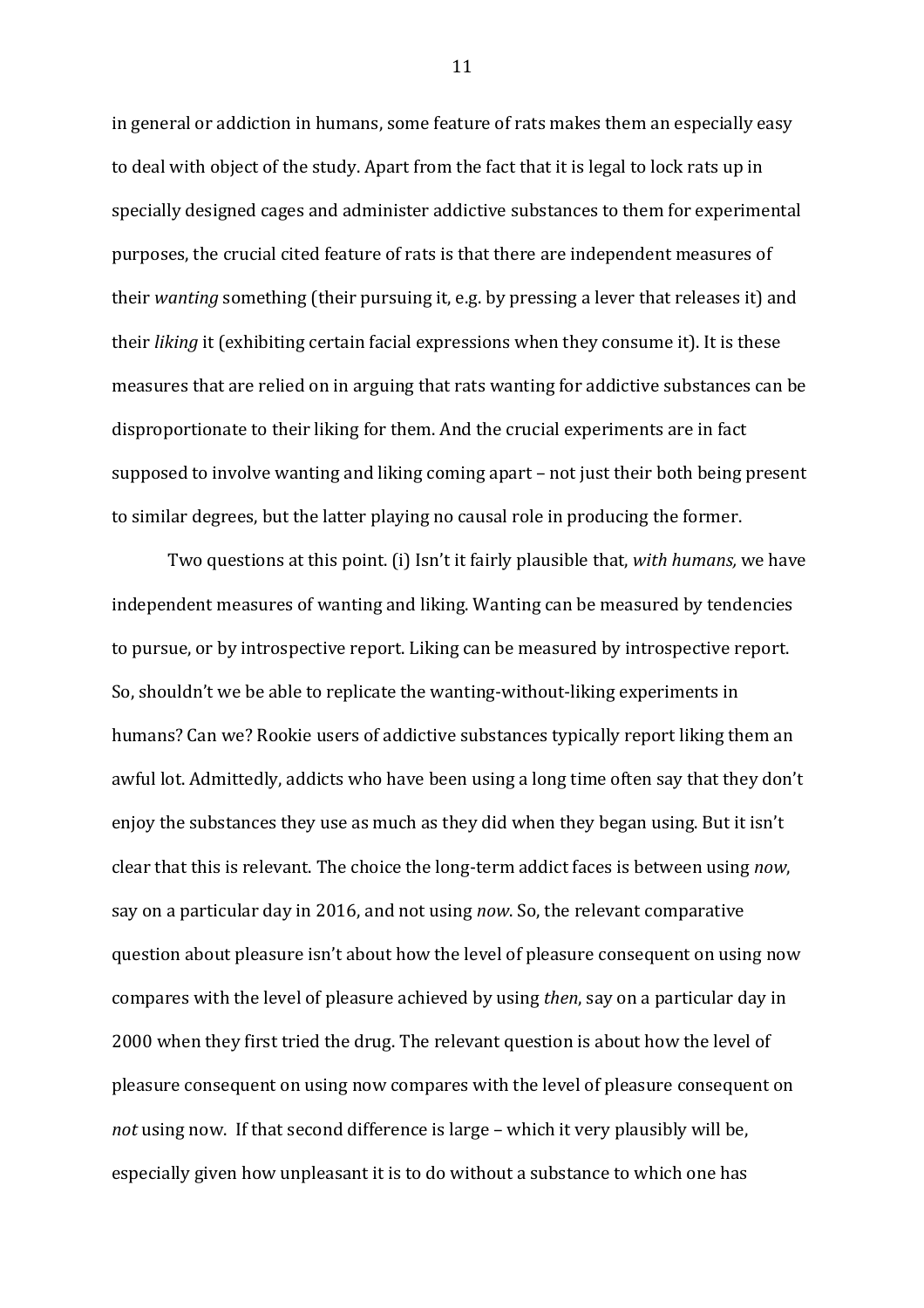in general or addiction in humans, some feature of rats makes them an especially easy to deal with object of the study. Apart from the fact that it is legal to lock rats up in specially designed cages and administer addictive substances to them for experimental purposes, the crucial cited feature of rats is that there are independent measures of their *wanting* something (their pursuing it, e.g. by pressing a lever that releases it) and their *liking* it (exhibiting certain facial expressions when they consume it). It is these measures that are relied on in arguing that rats wanting for addictive substances can be disproportionate to their liking for them. And the crucial experiments are in fact supposed to involve wanting and liking coming apart – not just their both being present to similar degrees, but the latter playing no causal role in producing the former.

Two questions at this point. (i) Isn't it fairly plausible that, *with humans,* we have independent measures of wanting and liking. Wanting can be measured by tendencies to pursue, or by introspective report. Liking can be measured by introspective report. So, shouldn't we be able to replicate the wanting-without-liking experiments in humans? Can we? Rookie users of addictive substances typically report liking them an awful lot. Admittedly, addicts who have been using a long time often say that they don't enjoy the substances they use as much as they did when they began using. But it isn't clear that this is relevant. The choice the long-term addict faces is between using *now*, say on a particular day in 2016, and not using *now*. So, the relevant comparative question about pleasure isn't about how the level of pleasure consequent on using now compares with the level of pleasure achieved by using *then*, say on a particular day in 2000 when they first tried the drug. The relevant question is about how the level of pleasure consequent on using now compares with the level of pleasure consequent on *not* using now. If that second difference is large – which it very plausibly will be, especially given how unpleasant it is to do without a substance to which one has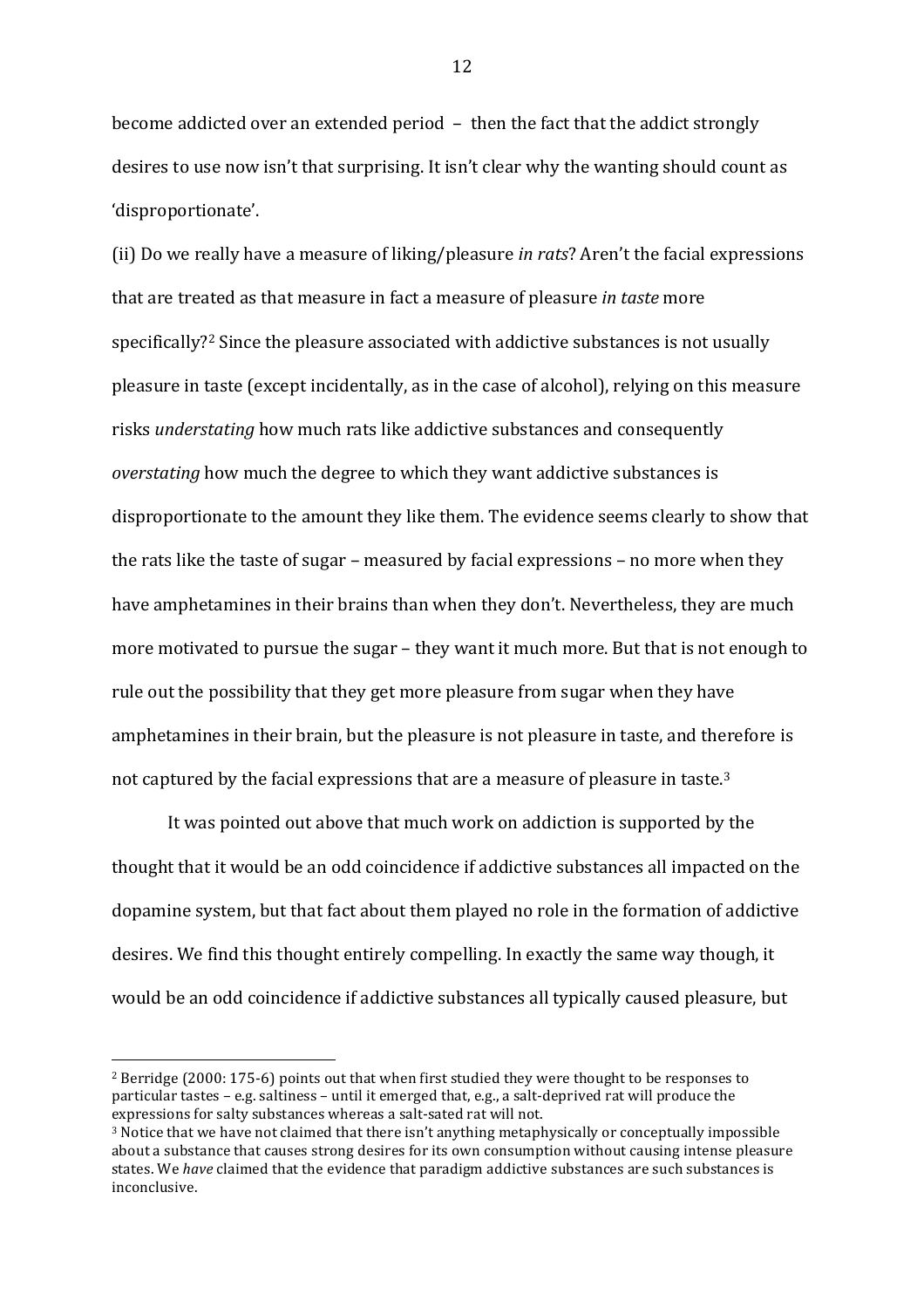become addicted over an extended period – then the fact that the addict strongly desires to use now isn't that surprising. It isn't clear why the wanting should count as 'disproportionate'.

(ii) Do we really have a measure of liking/pleasure *in rats*? Aren't the facial expressions that are treated as that measure in fact a measure of pleasure *in taste* more specifically?[2] Since the pleasure associated with addictive substances is not usually pleasure in taste (except incidentally, as in the case of alcohol), relying on this measure risks *understating* how much rats like addictive substances and consequently *overstating* how much the degree to which they want addictive substances is disproportionate to the amount they like them. The evidence seems clearly to show that the rats like the taste of sugar – measured by facial expressions – no more when they have amphetamines in their brains than when they don't. Nevertheless, they are much more motivated to pursue the sugar – they want it much more. But that is not enough to rule out the possibility that they get more pleasure from sugar when they have amphetamines in their brain, but the pleasure is not pleasure in taste, and therefore is not captured by the facial expressions that are a measure of pleasure in taste.[3]

It was pointed out above that much work on addiction is supported by the thought that it would be an odd coincidence if addictive substances all impacted on the dopamine system, but that fact about them played no role in the formation of addictive desires. We find this thought entirely compelling. In exactly the same way though, it would be an odd coincidence if addictive substances all typically caused pleasure, but

---

[2] Berridge (2000: 175-6) points out that when first studied they were thought to be responses to particular tastes – e.g. saltiness – until it emerged that, e.g., a salt-deprived rat will produce the expressions for salty substances whereas a salt-sated rat will not.

[3] Notice that we have not claimed that there isn't anything metaphysically or conceptually impossible about a substance that causes strong desires for its own consumption without causing intense pleasure states. We *have* claimed that the evidence that paradigm addictive substances are such substances is inconclusive.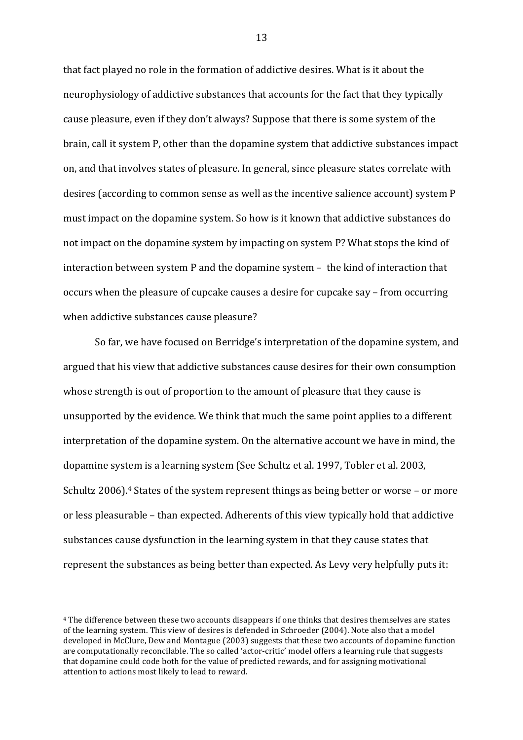that fact played no role in the formation of addictive desires. What is it about the neurophysiology of addictive substances that accounts for the fact that they typically cause pleasure, even if they don't always? Suppose that there is some system of the brain, call it system P, other than the dopamine system that addictive substances impact on, and that involves states of pleasure. In general, since pleasure states correlate with desires (according to common sense as well as the incentive salience account) system P must impact on the dopamine system. So how is it known that addictive substances do not impact on the dopamine system by impacting on system P? What stops the kind of interaction between system P and the dopamine system – the kind of interaction that occurs when the pleasure of cupcake causes a desire for cupcake say – from occurring when addictive substances cause pleasure?

So far, we have focused on Berridge's interpretation of the dopamine system, and argued that his view that addictive substances cause desires for their own consumption whose strength is out of proportion to the amount of pleasure that they cause is unsupported by the evidence. We think that much the same point applies to a different interpretation of the dopamine system. On the alternative account we have in mind, the dopamine system is a learning system (See Schultz et al. 1997, Tobler et al. 2003, Schultz 2006).[4] States of the system represent things as being better or worse – or more or less pleasurable – than expected. Adherents of this view typically hold that addictive substances cause dysfunction in the learning system in that they cause states that represent the substances as being better than expected. As Levy very helpfully puts it:

[4] The difference between these two accounts disappears if one thinks that desires themselves are states of the learning system. This view of desires is defended in Schroeder (2004). Note also that a model developed in McClure, Dew and Montague (2003) suggests that these two accounts of dopamine function are computationally reconcilable. The so called 'actor-critic' model offers a learning rule that suggests that dopamine could code both for the value of predicted rewards, and for assigning motivational attention to actions most likely to lead to reward.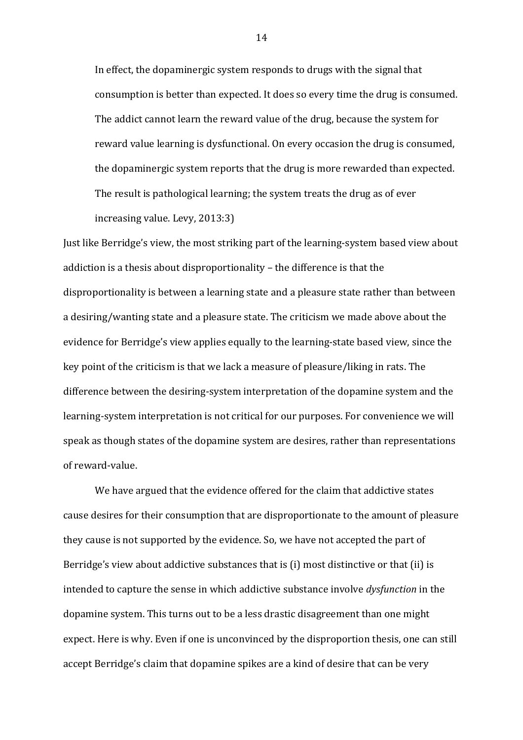> In effect, the dopaminergic system responds to drugs with the signal that consumption is better than expected. It does so every time the drug is consumed. The addict cannot learn the reward value of the drug, because the system for reward value learning is dysfunctional. On every occasion the drug is consumed, the dopaminergic system reports that the drug is more rewarded than expected. The result is pathological learning; the system treats the drug as of ever increasing value. Levy, 2013:3)

Just like Berridge's view, the most striking part of the learning-system based view about addiction is a thesis about disproportionality – the difference is that the disproportionality is between a learning state and a pleasure state rather than between a desiring/wanting state and a pleasure state. The criticism we made above about the evidence for Berridge's view applies equally to the learning-state based view, since the key point of the criticism is that we lack a measure of pleasure/liking in rats. The difference between the desiring-system interpretation of the dopamine system and the learning-system interpretation is not critical for our purposes. For convenience we will speak as though states of the dopamine system are desires, rather than representations of reward-value.

We have argued that the evidence offered for the claim that addictive states cause desires for their consumption that are disproportionate to the amount of pleasure they cause is not supported by the evidence. So, we have not accepted the part of Berridge's view about addictive substances that is (i) most distinctive or that (ii) is intended to capture the sense in which addictive substance involve *dysfunction* in the dopamine system. This turns out to be a less drastic disagreement than one might expect. Here is why. Even if one is unconvinced by the disproportion thesis, one can still accept Berridge's claim that dopamine spikes are a kind of desire that can be very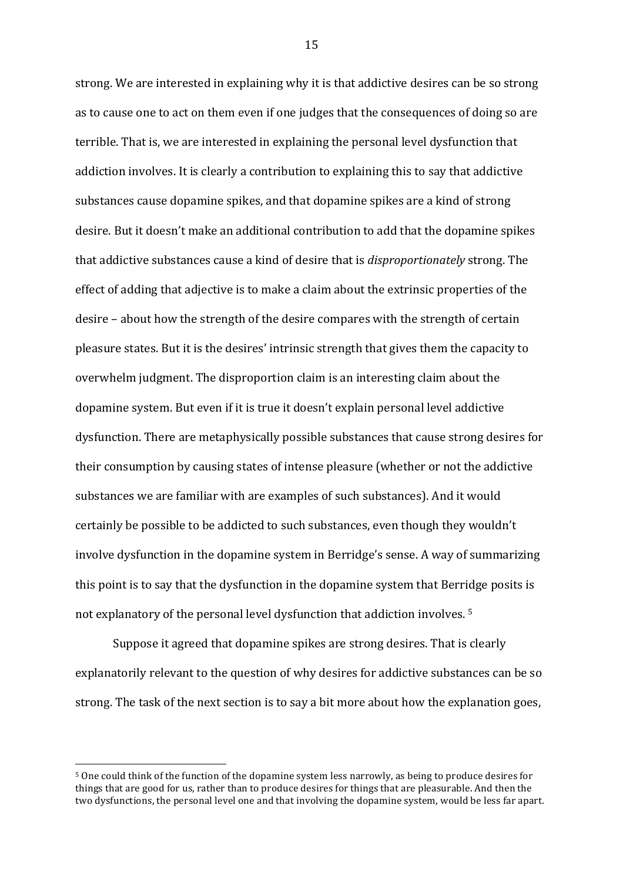strong. We are interested in explaining why it is that addictive desires can be so strong as to cause one to act on them even if one judges that the consequences of doing so are terrible. That is, we are interested in explaining the personal level dysfunction that addiction involves. It is clearly a contribution to explaining this to say that addictive substances cause dopamine spikes, and that dopamine spikes are a kind of strong desire. But it doesn't make an additional contribution to add that the dopamine spikes that addictive substances cause a kind of desire that is *disproportionately* strong. The effect of adding that adjective is to make a claim about the extrinsic properties of the desire – about how the strength of the desire compares with the strength of certain pleasure states. But it is the desires' intrinsic strength that gives them the capacity to overwhelm judgment. The disproportion claim is an interesting claim about the dopamine system. But even if it is true it doesn't explain personal level addictive dysfunction. There are metaphysically possible substances that cause strong desires for their consumption by causing states of intense pleasure (whether or not the addictive substances we are familiar with are examples of such substances). And it would certainly be possible to be addicted to such substances, even though they wouldn't involve dysfunction in the dopamine system in Berridge's sense. A way of summarizing this point is to say that the dysfunction in the dopamine system that Berridge posits is not explanatory of the personal level dysfunction that addiction involves. [5]

Suppose it agreed that dopamine spikes are strong desires. That is clearly explanatorily relevant to the question of why desires for addictive substances can be so strong. The task of the next section is to say a bit more about how the explanation goes,

[5] One could think of the function of the dopamine system less narrowly, as being to produce desires for things that are good for us, rather than to produce desires for things that are pleasurable. And then the two dysfunctions, the personal level one and that involving the dopamine system, would be less far apart.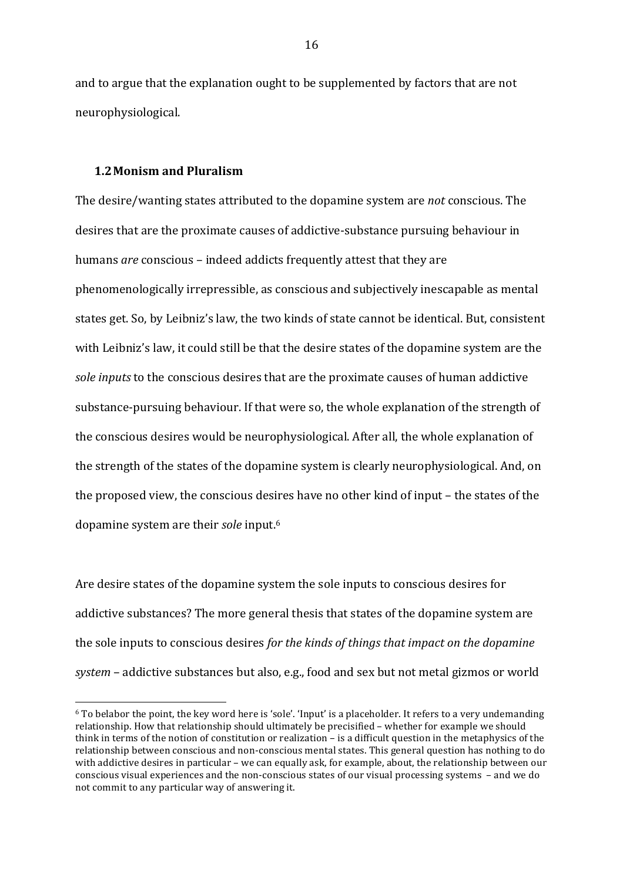and to argue that the explanation ought to be supplemented by factors that are not neurophysiological.

## 1.2 Monism and Pluralism

The desire/wanting states attributed to the dopamine system are *not* conscious. The desires that are the proximate causes of addictive-substance pursuing behaviour in humans *are* conscious – indeed addicts frequently attest that they are phenomenologically irrepressible, as conscious and subjectively inescapable as mental states get. So, by Leibniz's law, the two kinds of state cannot be identical. But, consistent with Leibniz's law, it could still be that the desire states of the dopamine system are the *sole inputs* to the conscious desires that are the proximate causes of human addictive substance-pursuing behaviour. If that were so, the whole explanation of the strength of the conscious desires would be neurophysiological. After all, the whole explanation of the strength of the states of the dopamine system is clearly neurophysiological. And, on the proposed view, the conscious desires have no other kind of input – the states of the dopamine system are their *sole* input.[6]

Are desire states of the dopamine system the sole inputs to conscious desires for addictive substances? The more general thesis that states of the dopamine system are the sole inputs to conscious desires *for the kinds of things that impact on the dopamine system* – addictive substances but also, e.g., food and sex but not metal gizmos or world

---

[6] To belabor the point, the key word here is 'sole'. 'Input' is a placeholder. It refers to a very undemanding relationship. How that relationship should ultimately be precisified – whether for example we should think in terms of the notion of constitution or realization – is a difficult question in the metaphysics of the relationship between conscious and non-conscious mental states. This general question has nothing to do with addictive desires in particular – we can equally ask, for example, about, the relationship between our conscious visual experiences and the non-conscious states of our visual processing systems – and we do not commit to any particular way of answering it.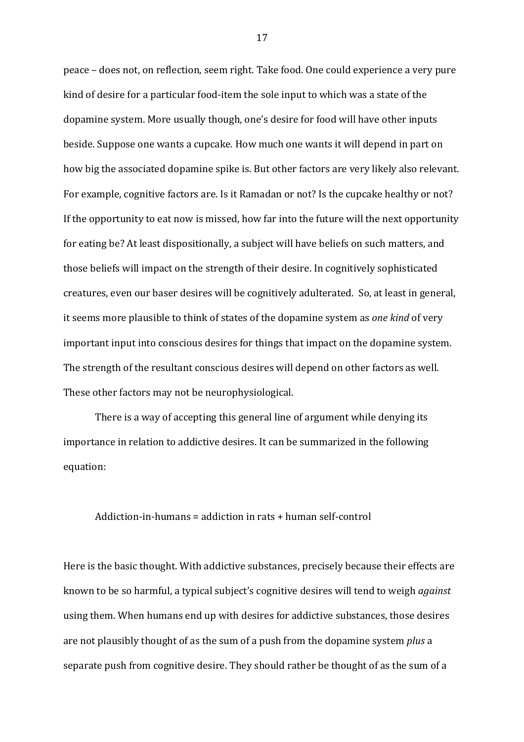peace – does not, on reflection, seem right. Take food. One could experience a very pure kind of desire for a particular food-item the sole input to which was a state of the dopamine system. More usually though, one's desire for food will have other inputs beside. Suppose one wants a cupcake. How much one wants it will depend in part on how big the associated dopamine spike is. But other factors are very likely also relevant. For example, cognitive factors are. Is it Ramadan or not? Is the cupcake healthy or not? If the opportunity to eat now is missed, how far into the future will the next opportunity for eating be? At least dispositionally, a subject will have beliefs on such matters, and those beliefs will impact on the strength of their desire. In cognitively sophisticated creatures, even our baser desires will be cognitively adulterated. So, at least in general, it seems more plausible to think of states of the dopamine system as *one kind* of very important input into conscious desires for things that impact on the dopamine system. The strength of the resultant conscious desires will depend on other factors as well. These other factors may not be neurophysiological.

There is a way of accepting this general line of argument while denying its importance in relation to addictive desires. It can be summarized in the following equation:

Addiction-in-humans = addiction in rats + human self-control

Here is the basic thought. With addictive substances, precisely because their effects are known to be so harmful, a typical subject's cognitive desires will tend to weigh *against* using them. When humans end up with desires for addictive substances, those desires are not plausibly thought of as the sum of a push from the dopamine system *plus* a separate push from cognitive desire. They should rather be thought of as the sum of a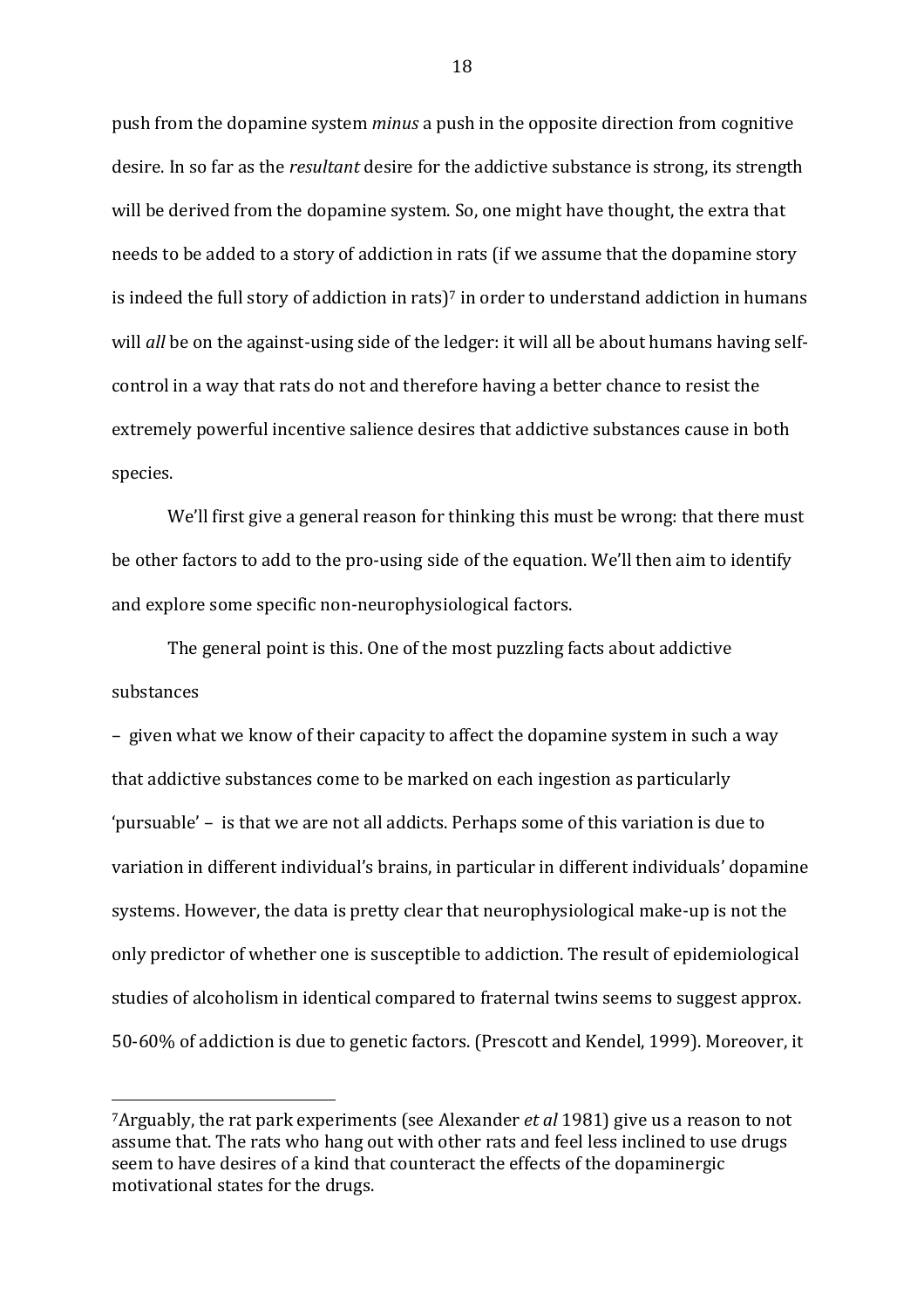push from the dopamine system *minus* a push in the opposite direction from cognitive desire. In so far as the *resultant* desire for the addictive substance is strong, its strength will be derived from the dopamine system. So, one might have thought, the extra that needs to be added to a story of addiction in rats (if we assume that the dopamine story is indeed the full story of addiction in rats)[7] in order to understand addiction in humans will *all* be on the against-using side of the ledger: it will all be about humans having self-control in a way that rats do not and therefore having a better chance to resist the extremely powerful incentive salience desires that addictive substances cause in both species.

We'll first give a general reason for thinking this must be wrong: that there must be other factors to add to the pro-using side of the equation. We'll then aim to identify and explore some specific non-neurophysiological factors.

The general point is this. One of the most puzzling facts about addictive substances – given what we know of their capacity to affect the dopamine system in such a way that addictive substances come to be marked on each ingestion as particularly 'pursuable' – is that we are not all addicts. Perhaps some of this variation is due to variation in different individual's brains, in particular in different individuals' dopamine systems. However, the data is pretty clear that neurophysiological make-up is not the only predictor of whether one is susceptible to addiction. The result of epidemiological studies of alcoholism in identical compared to fraternal twins seems to suggest approx. 50-60% of addiction is due to genetic factors. (Prescott and Kendel, 1999). Moreover, it

---

[7]Arguably, the rat park experiments (see Alexander *et al* 1981) give us a reason to not assume that. The rats who hang out with other rats and feel less inclined to use drugs seem to have desires of a kind that counteract the effects of the dopaminergic motivational states for the drugs.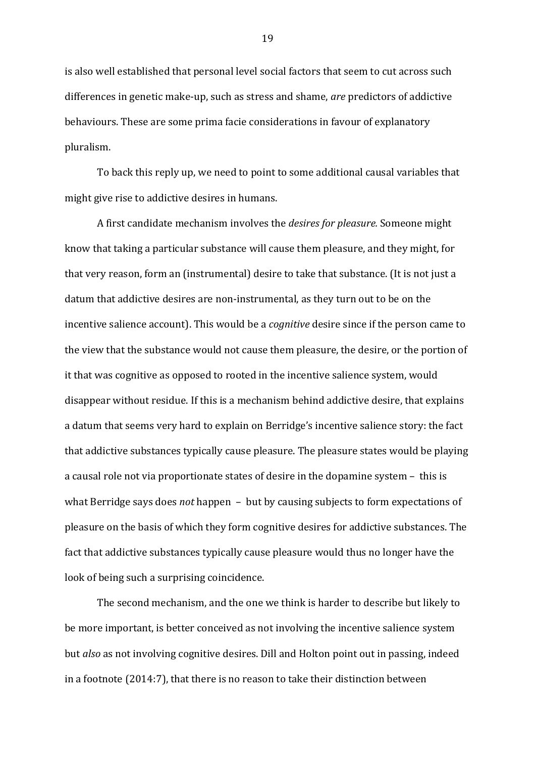is also well established that personal level social factors that seem to cut across such differences in genetic make-up, such as stress and shame, *are* predictors of addictive behaviours. These are some prima facie considerations in favour of explanatory pluralism.

To back this reply up, we need to point to some additional causal variables that might give rise to addictive desires in humans.

A first candidate mechanism involves the *desires for pleasure.* Someone might know that taking a particular substance will cause them pleasure, and they might, for that very reason, form an (instrumental) desire to take that substance. (It is not just a datum that addictive desires are non-instrumental, as they turn out to be on the incentive salience account). This would be a *cognitive* desire since if the person came to the view that the substance would not cause them pleasure, the desire, or the portion of it that was cognitive as opposed to rooted in the incentive salience system, would disappear without residue. If this is a mechanism behind addictive desire, that explains a datum that seems very hard to explain on Berridge's incentive salience story: the fact that addictive substances typically cause pleasure. The pleasure states would be playing a causal role not via proportionate states of desire in the dopamine system – this is what Berridge says does *not* happen – but by causing subjects to form expectations of pleasure on the basis of which they form cognitive desires for addictive substances. The fact that addictive substances typically cause pleasure would thus no longer have the look of being such a surprising coincidence.

The second mechanism, and the one we think is harder to describe but likely to be more important, is better conceived as not involving the incentive salience system but *also* as not involving cognitive desires. Dill and Holton point out in passing, indeed in a footnote (2014:7), that there is no reason to take their distinction between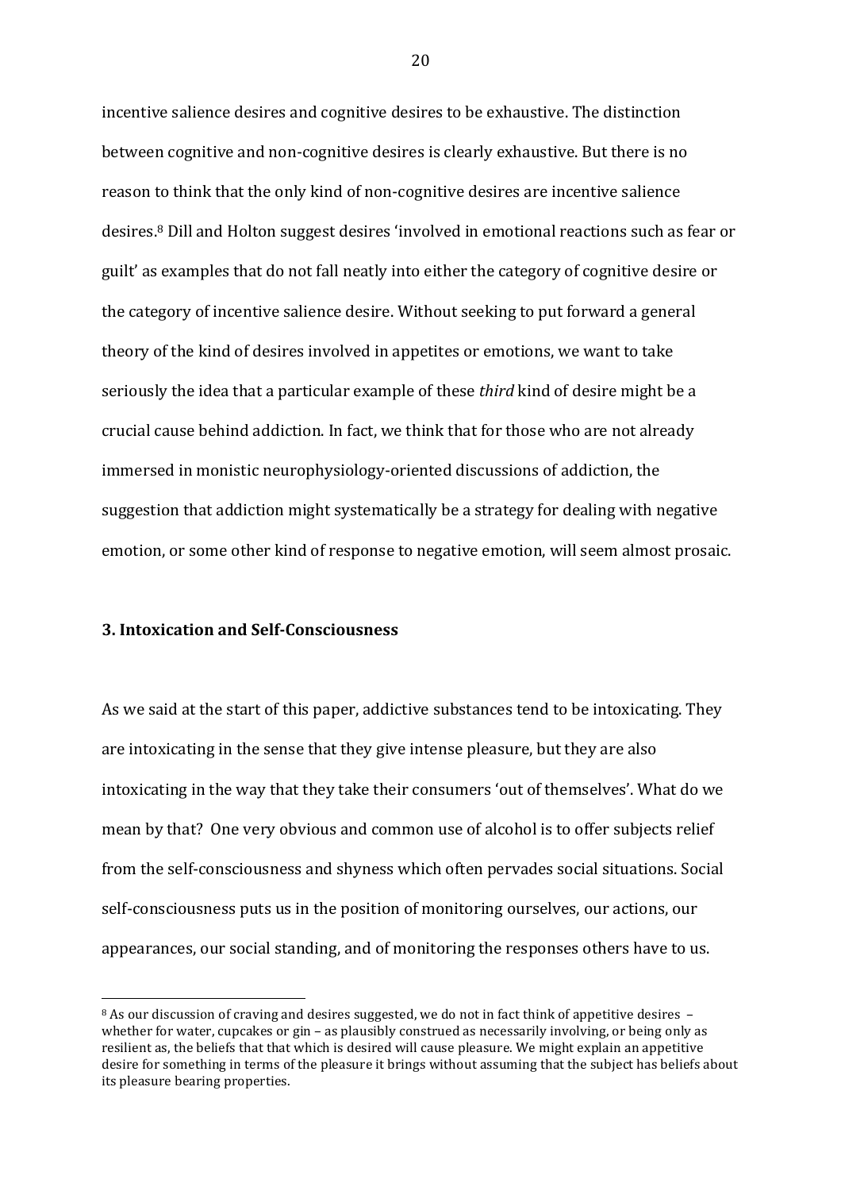incentive salience desires and cognitive desires to be exhaustive. The distinction between cognitive and non-cognitive desires is clearly exhaustive. But there is no reason to think that the only kind of non-cognitive desires are incentive salience desires.[8] Dill and Holton suggest desires 'involved in emotional reactions such as fear or guilt' as examples that do not fall neatly into either the category of cognitive desire or the category of incentive salience desire. Without seeking to put forward a general theory of the kind of desires involved in appetites or emotions, we want to take seriously the idea that a particular example of these *third* kind of desire might be a crucial cause behind addiction. In fact, we think that for those who are not already immersed in monistic neurophysiology-oriented discussions of addiction, the suggestion that addiction might systematically be a strategy for dealing with negative emotion, or some other kind of response to negative emotion, will seem almost prosaic.

### 3. Intoxication and Self-Consciousness

As we said at the start of this paper, addictive substances tend to be intoxicating. They are intoxicating in the sense that they give intense pleasure, but they are also intoxicating in the way that they take their consumers 'out of themselves'. What do we mean by that? One very obvious and common use of alcohol is to offer subjects relief from the self-consciousness and shyness which often pervades social situations. Social self-consciousness puts us in the position of monitoring ourselves, our actions, our appearances, our social standing, and of monitoring the responses others have to us.

---

[8] As our discussion of craving and desires suggested, we do not in fact think of appetitive desires – whether for water, cupcakes or gin – as plausibly construed as necessarily involving, or being only as resilient as, the beliefs that that which is desired will cause pleasure. We might explain an appetitive desire for something in terms of the pleasure it brings without assuming that the subject has beliefs about its pleasure bearing properties.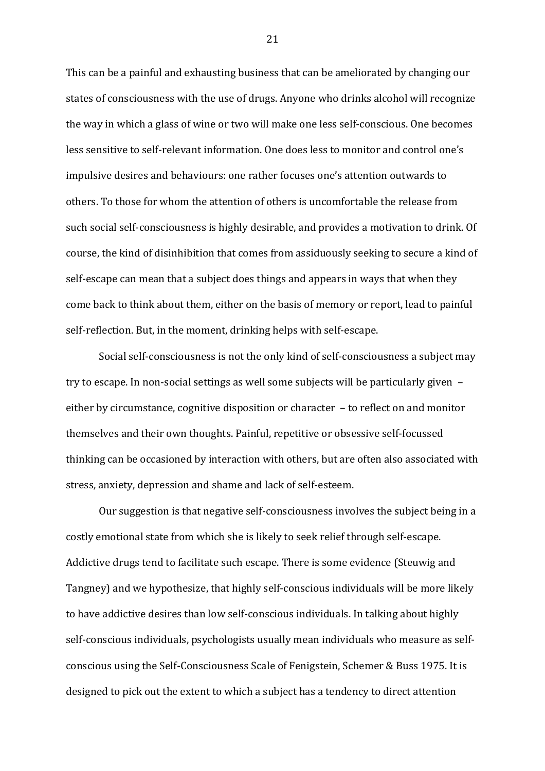This can be a painful and exhausting business that can be ameliorated by changing our states of consciousness with the use of drugs. Anyone who drinks alcohol will recognize the way in which a glass of wine or two will make one less self-conscious. One becomes less sensitive to self-relevant information. One does less to monitor and control one's impulsive desires and behaviours: one rather focuses one's attention outwards to others. To those for whom the attention of others is uncomfortable the release from such social self-consciousness is highly desirable, and provides a motivation to drink. Of course, the kind of disinhibition that comes from assiduously seeking to secure a kind of self-escape can mean that a subject does things and appears in ways that when they come back to think about them, either on the basis of memory or report, lead to painful self-reflection. But, in the moment, drinking helps with self-escape.

Social self-consciousness is not the only kind of self-consciousness a subject may try to escape. In non-social settings as well some subjects will be particularly given – either by circumstance, cognitive disposition or character – to reflect on and monitor themselves and their own thoughts. Painful, repetitive or obsessive self-focussed thinking can be occasioned by interaction with others, but are often also associated with stress, anxiety, depression and shame and lack of self-esteem.

Our suggestion is that negative self-consciousness involves the subject being in a costly emotional state from which she is likely to seek relief through self-escape. Addictive drugs tend to facilitate such escape. There is some evidence (Steuwig and Tangney) and we hypothesize, that highly self-conscious individuals will be more likely to have addictive desires than low self-conscious individuals. In talking about highly self-conscious individuals, psychologists usually mean individuals who measure as self-conscious using the Self-Consciousness Scale of Fenigstein, Schemer & Buss 1975. It is designed to pick out the extent to which a subject has a tendency to direct attention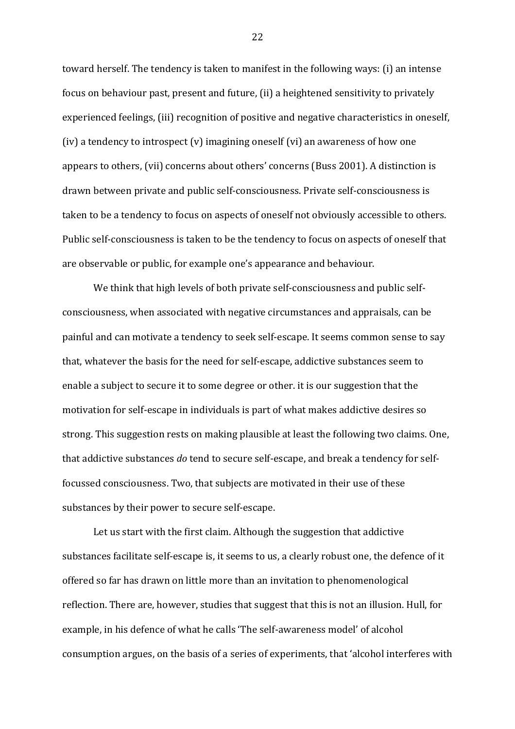toward herself. The tendency is taken to manifest in the following ways: (i) an intense focus on behaviour past, present and future, (ii) a heightened sensitivity to privately experienced feelings, (iii) recognition of positive and negative characteristics in oneself, (iv) a tendency to introspect (v) imagining oneself (vi) an awareness of how one appears to others, (vii) concerns about others' concerns (Buss 2001). A distinction is drawn between private and public self-consciousness. Private self-consciousness is taken to be a tendency to focus on aspects of oneself not obviously accessible to others. Public self-consciousness is taken to be the tendency to focus on aspects of oneself that are observable or public, for example one's appearance and behaviour.

We think that high levels of both private self-consciousness and public self-consciousness, when associated with negative circumstances and appraisals, can be painful and can motivate a tendency to seek self-escape. It seems common sense to say that, whatever the basis for the need for self-escape, addictive substances seem to enable a subject to secure it to some degree or other. it is our suggestion that the motivation for self-escape in individuals is part of what makes addictive desires so strong. This suggestion rests on making plausible at least the following two claims. One, that addictive substances *do* tend to secure self-escape, and break a tendency for self-focussed consciousness. Two, that subjects are motivated in their use of these substances by their power to secure self-escape.

Let us start with the first claim. Although the suggestion that addictive substances facilitate self-escape is, it seems to us, a clearly robust one, the defence of it offered so far has drawn on little more than an invitation to phenomenological reflection. There are, however, studies that suggest that this is not an illusion. Hull, for example, in his defence of what he calls 'The self-awareness model' of alcohol consumption argues, on the basis of a series of experiments, that 'alcohol interferes with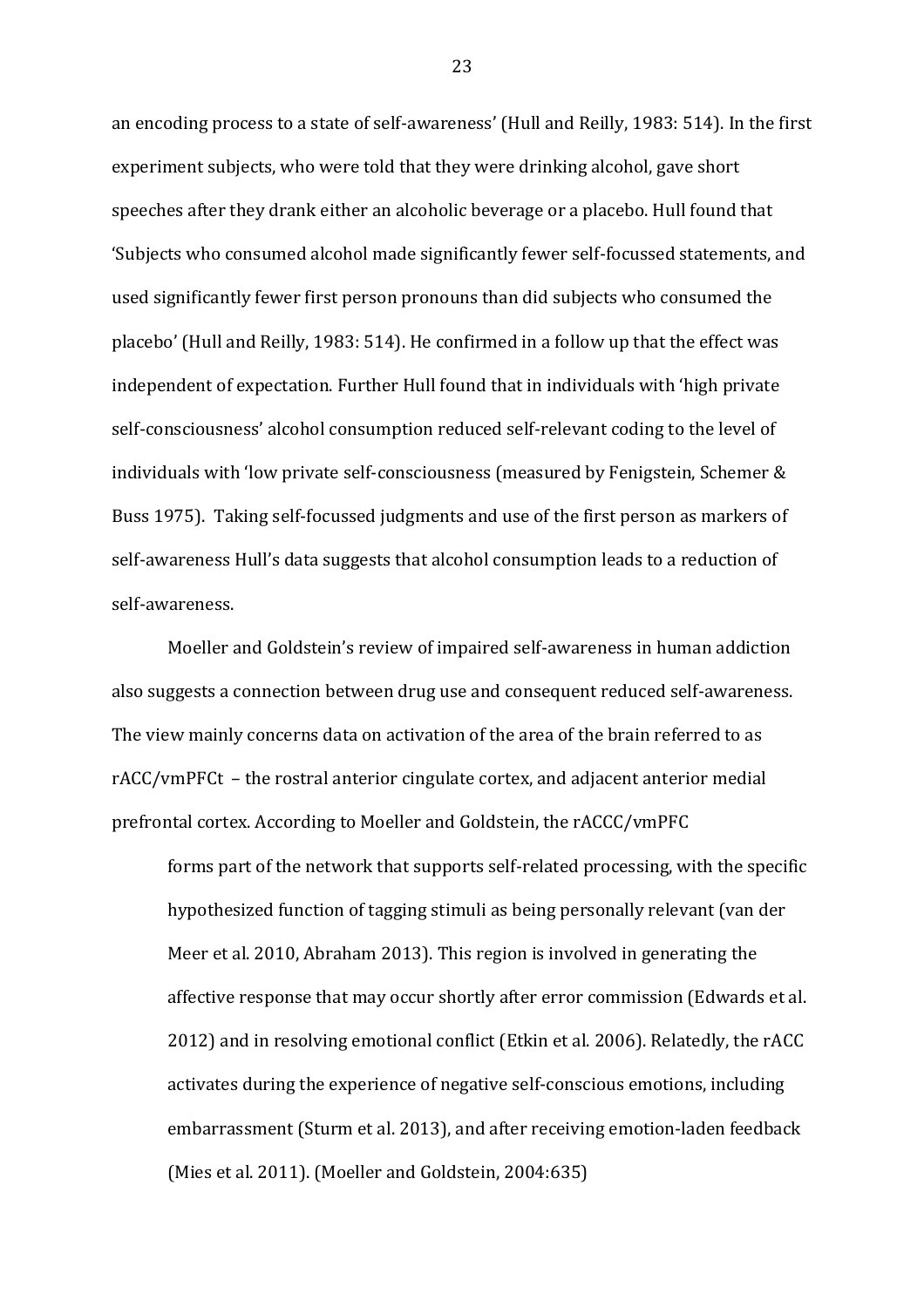an encoding process to a state of self-awareness' (Hull and Reilly, 1983: 514). In the first experiment subjects, who were told that they were drinking alcohol, gave short speeches after they drank either an alcoholic beverage or a placebo. Hull found that 'Subjects who consumed alcohol made significantly fewer self-focussed statements, and used significantly fewer first person pronouns than did subjects who consumed the placebo' (Hull and Reilly, 1983: 514). He confirmed in a follow up that the effect was independent of expectation. Further Hull found that in individuals with 'high private self-consciousness' alcohol consumption reduced self-relevant coding to the level of individuals with 'low private self-consciousness (measured by Fenigstein, Schemer & Buss 1975). Taking self-focussed judgments and use of the first person as markers of self-awareness Hull's data suggests that alcohol consumption leads to a reduction of self-awareness.

Moeller and Goldstein's review of impaired self-awareness in human addiction also suggests a connection between drug use and consequent reduced self-awareness. The view mainly concerns data on activation of the area of the brain referred to as rACC/vmPFCt – the rostral anterior cingulate cortex, and adjacent anterior medial prefrontal cortex. According to Moeller and Goldstein, the rACCC/vmPFC

> forms part of the network that supports self-related processing, with the specific hypothesized function of tagging stimuli as being personally relevant (van der Meer et al. 2010, Abraham 2013). This region is involved in generating the affective response that may occur shortly after error commission (Edwards et al. 2012) and in resolving emotional conflict (Etkin et al. 2006). Relatedly, the rACC activates during the experience of negative self-conscious emotions, including embarrassment (Sturm et al. 2013), and after receiving emotion-laden feedback (Mies et al. 2011). (Moeller and Goldstein, 2004:635)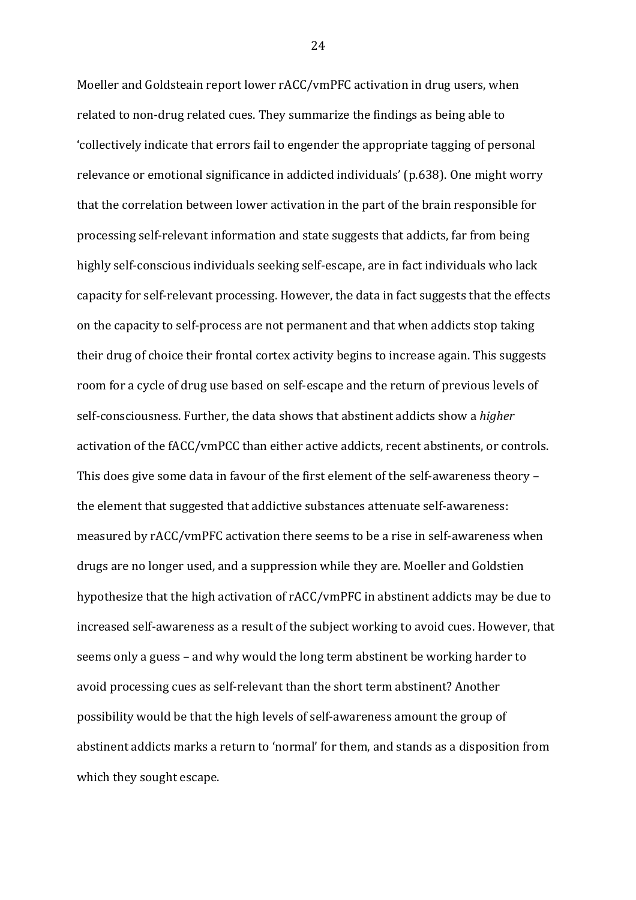Moeller and Goldsteain report lower rACC/vmPFC activation in drug users, when related to non-drug related cues. They summarize the findings as being able to 'collectively indicate that errors fail to engender the appropriate tagging of personal relevance or emotional significance in addicted individuals' (p.638). One might worry that the correlation between lower activation in the part of the brain responsible for processing self-relevant information and state suggests that addicts, far from being highly self-conscious individuals seeking self-escape, are in fact individuals who lack capacity for self-relevant processing. However, the data in fact suggests that the effects on the capacity to self-process are not permanent and that when addicts stop taking their drug of choice their frontal cortex activity begins to increase again. This suggests room for a cycle of drug use based on self-escape and the return of previous levels of self-consciousness. Further, the data shows that abstinent addicts show a *higher* activation of the fACC/vmPCC than either active addicts, recent abstinents, or controls. This does give some data in favour of the first element of the self-awareness theory – the element that suggested that addictive substances attenuate self-awareness: measured by rACC/vmPFC activation there seems to be a rise in self-awareness when drugs are no longer used, and a suppression while they are. Moeller and Goldstien hypothesize that the high activation of rACC/vmPFC in abstinent addicts may be due to increased self-awareness as a result of the subject working to avoid cues. However, that seems only a guess – and why would the long term abstinent be working harder to avoid processing cues as self-relevant than the short term abstinent? Another possibility would be that the high levels of self-awareness amount the group of abstinent addicts marks a return to 'normal' for them, and stands as a disposition from which they sought escape.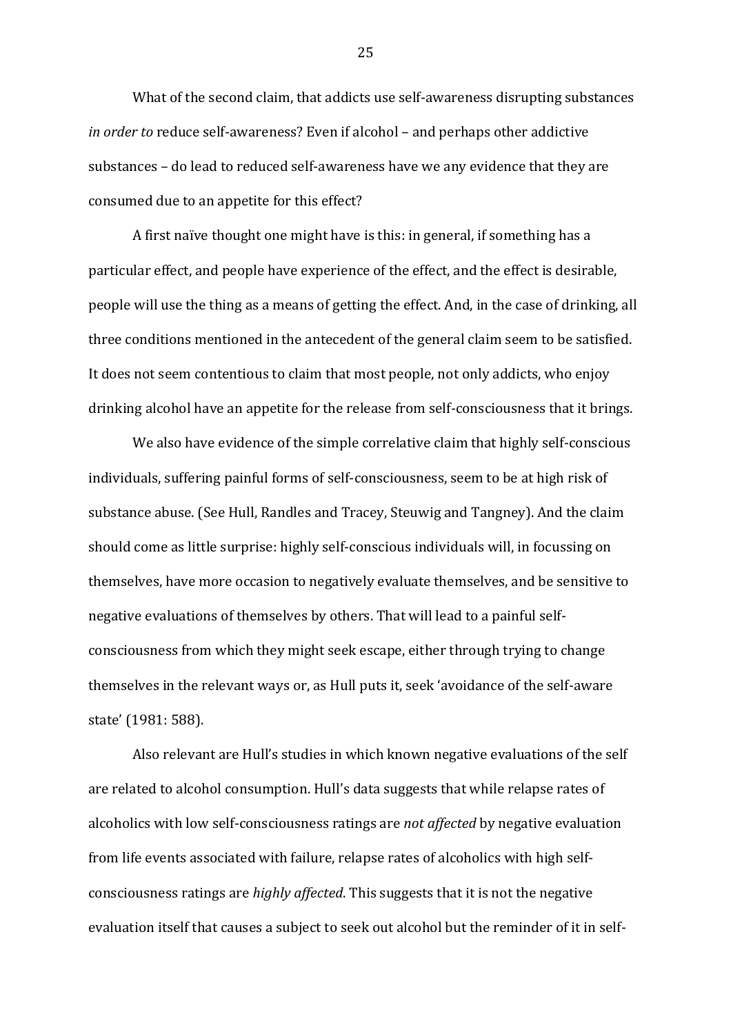What of the second claim, that addicts use self-awareness disrupting substances *in order to* reduce self-awareness? Even if alcohol – and perhaps other addictive substances – do lead to reduced self-awareness have we any evidence that they are consumed due to an appetite for this effect?

A first naïve thought one might have is this: in general, if something has a particular effect, and people have experience of the effect, and the effect is desirable, people will use the thing as a means of getting the effect. And, in the case of drinking, all three conditions mentioned in the antecedent of the general claim seem to be satisfied. It does not seem contentious to claim that most people, not only addicts, who enjoy drinking alcohol have an appetite for the release from self-consciousness that it brings.

We also have evidence of the simple correlative claim that highly self-conscious individuals, suffering painful forms of self-consciousness, seem to be at high risk of substance abuse. (See Hull, Randles and Tracey, Steuwig and Tangney). And the claim should come as little surprise: highly self-conscious individuals will, in focussing on themselves, have more occasion to negatively evaluate themselves, and be sensitive to negative evaluations of themselves by others. That will lead to a painful self-consciousness from which they might seek escape, either through trying to change themselves in the relevant ways or, as Hull puts it, seek 'avoidance of the self-aware state' (1981: 588).

Also relevant are Hull's studies in which known negative evaluations of the self are related to alcohol consumption. Hull's data suggests that while relapse rates of alcoholics with low self-consciousness ratings are *not affected* by negative evaluation from life events associated with failure, relapse rates of alcoholics with high self-consciousness ratings are *highly affected*. This suggests that it is not the negative evaluation itself that causes a subject to seek out alcohol but the reminder of it in self-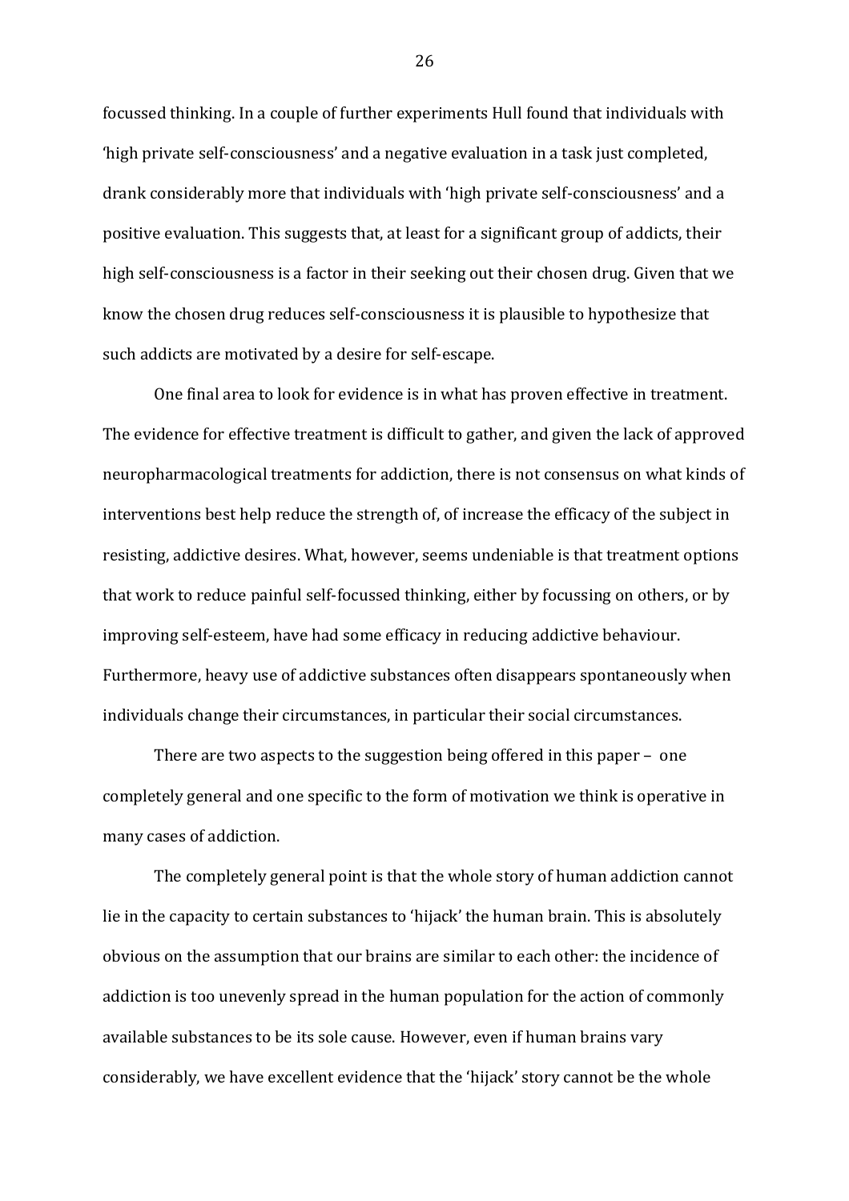focussed thinking. In a couple of further experiments Hull found that individuals with 'high private self-consciousness' and a negative evaluation in a task just completed, drank considerably more that individuals with 'high private self-consciousness' and a positive evaluation. This suggests that, at least for a significant group of addicts, their high self-consciousness is a factor in their seeking out their chosen drug. Given that we know the chosen drug reduces self-consciousness it is plausible to hypothesize that such addicts are motivated by a desire for self-escape.

One final area to look for evidence is in what has proven effective in treatment. The evidence for effective treatment is difficult to gather, and given the lack of approved neuropharmacological treatments for addiction, there is not consensus on what kinds of interventions best help reduce the strength of, of increase the efficacy of the subject in resisting, addictive desires. What, however, seems undeniable is that treatment options that work to reduce painful self-focussed thinking, either by focussing on others, or by improving self-esteem, have had some efficacy in reducing addictive behaviour. Furthermore, heavy use of addictive substances often disappears spontaneously when individuals change their circumstances, in particular their social circumstances.

There are two aspects to the suggestion being offered in this paper – one completely general and one specific to the form of motivation we think is operative in many cases of addiction.

The completely general point is that the whole story of human addiction cannot lie in the capacity to certain substances to 'hijack' the human brain. This is absolutely obvious on the assumption that our brains are similar to each other: the incidence of addiction is too unevenly spread in the human population for the action of commonly available substances to be its sole cause. However, even if human brains vary considerably, we have excellent evidence that the 'hijack' story cannot be the whole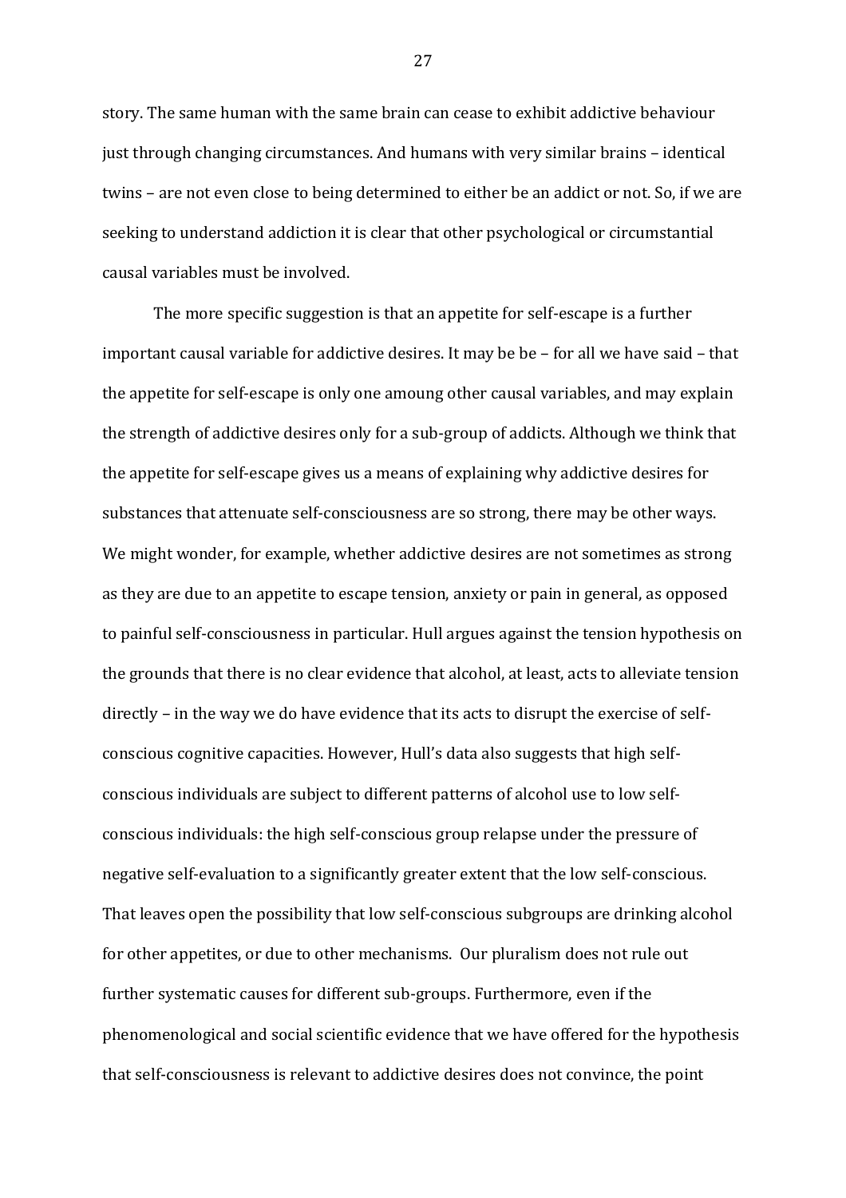story. The same human with the same brain can cease to exhibit addictive behaviour just through changing circumstances. And humans with very similar brains – identical twins – are not even close to being determined to either be an addict or not. So, if we are seeking to understand addiction it is clear that other psychological or circumstantial causal variables must be involved.

The more specific suggestion is that an appetite for self-escape is a further important causal variable for addictive desires. It may be be – for all we have said – that the appetite for self-escape is only one amoung other causal variables, and may explain the strength of addictive desires only for a sub-group of addicts. Although we think that the appetite for self-escape gives us a means of explaining why addictive desires for substances that attenuate self-consciousness are so strong, there may be other ways. We might wonder, for example, whether addictive desires are not sometimes as strong as they are due to an appetite to escape tension, anxiety or pain in general, as opposed to painful self-consciousness in particular. Hull argues against the tension hypothesis on the grounds that there is no clear evidence that alcohol, at least, acts to alleviate tension directly – in the way we do have evidence that its acts to disrupt the exercise of self-conscious cognitive capacities. However, Hull's data also suggests that high self-conscious individuals are subject to different patterns of alcohol use to low self-conscious individuals: the high self-conscious group relapse under the pressure of negative self-evaluation to a significantly greater extent that the low self-conscious. That leaves open the possibility that low self-conscious subgroups are drinking alcohol for other appetites, or due to other mechanisms. Our pluralism does not rule out further systematic causes for different sub-groups. Furthermore, even if the phenomenological and social scientific evidence that we have offered for the hypothesis that self-consciousness is relevant to addictive desires does not convince, the point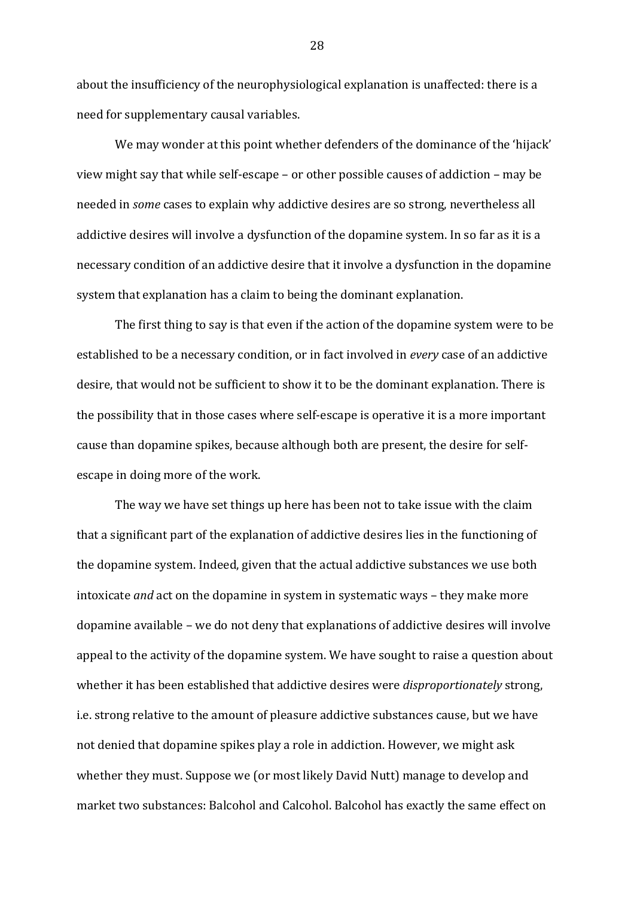about the insufficiency of the neurophysiological explanation is unaffected: there is a need for supplementary causal variables.

We may wonder at this point whether defenders of the dominance of the 'hijack' view might say that while self-escape – or other possible causes of addiction – may be needed in *some* cases to explain why addictive desires are so strong, nevertheless all addictive desires will involve a dysfunction of the dopamine system. In so far as it is a necessary condition of an addictive desire that it involve a dysfunction in the dopamine system that explanation has a claim to being the dominant explanation.

The first thing to say is that even if the action of the dopamine system were to be established to be a necessary condition, or in fact involved in *every* case of an addictive desire, that would not be sufficient to show it to be the dominant explanation. There is the possibility that in those cases where self-escape is operative it is a more important cause than dopamine spikes, because although both are present, the desire for self-escape in doing more of the work.

The way we have set things up here has been not to take issue with the claim that a significant part of the explanation of addictive desires lies in the functioning of the dopamine system. Indeed, given that the actual addictive substances we use both intoxicate *and* act on the dopamine in system in systematic ways – they make more dopamine available – we do not deny that explanations of addictive desires will involve appeal to the activity of the dopamine system. We have sought to raise a question about whether it has been established that addictive desires were *disproportionately* strong, i.e. strong relative to the amount of pleasure addictive substances cause, but we have not denied that dopamine spikes play a role in addiction. However, we might ask whether they must. Suppose we (or most likely David Nutt) manage to develop and market two substances: Balcohol and Calcohol. Balcohol has exactly the same effect on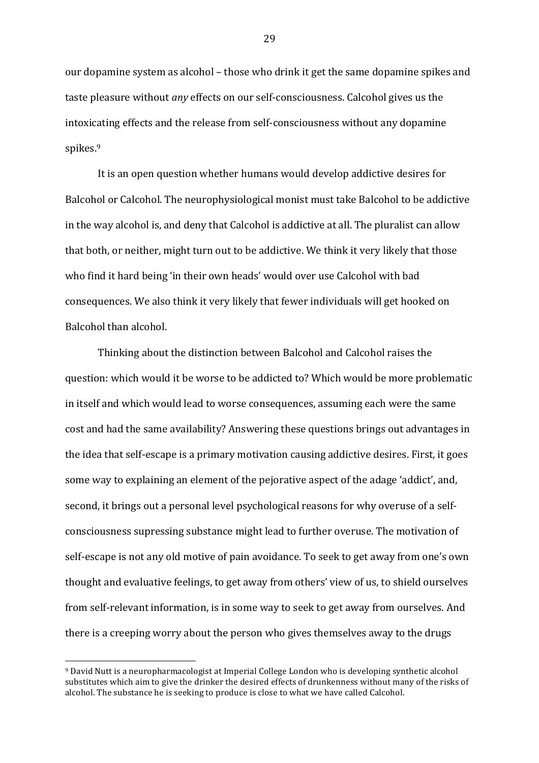our dopamine system as alcohol – those who drink it get the same dopamine spikes and taste pleasure without *any* effects on our self-consciousness. Calcohol gives us the intoxicating effects and the release from self-consciousness without any dopamine spikes.[9]

It is an open question whether humans would develop addictive desires for Balcohol or Calcohol. The neurophysiological monist must take Balcohol to be addictive in the way alcohol is, and deny that Calcohol is addictive at all. The pluralist can allow that both, or neither, might turn out to be addictive. We think it very likely that those who find it hard being 'in their own heads' would over use Calcohol with bad consequences. We also think it very likely that fewer individuals will get hooked on Balcohol than alcohol.

Thinking about the distinction between Balcohol and Calcohol raises the question: which would it be worse to be addicted to? Which would be more problematic in itself and which would lead to worse consequences, assuming each were the same cost and had the same availability? Answering these questions brings out advantages in the idea that self-escape is a primary motivation causing addictive desires. First, it goes some way to explaining an element of the pejorative aspect of the adage 'addict', and, second, it brings out a personal level psychological reasons for why overuse of a self-consciousness supressing substance might lead to further overuse. The motivation of self-escape is not any old motive of pain avoidance. To seek to get away from one's own thought and evaluative feelings, to get away from others' view of us, to shield ourselves from self-relevant information, is in some way to seek to get away from ourselves. And there is a creeping worry about the person who gives themselves away to the drugs

[9] David Nutt is a neuropharmacologist at Imperial College London who is developing synthetic alcohol substitutes which aim to give the drinker the desired effects of drunkenness without many of the risks of alcohol. The substance he is seeking to produce is close to what we have called Calcohol.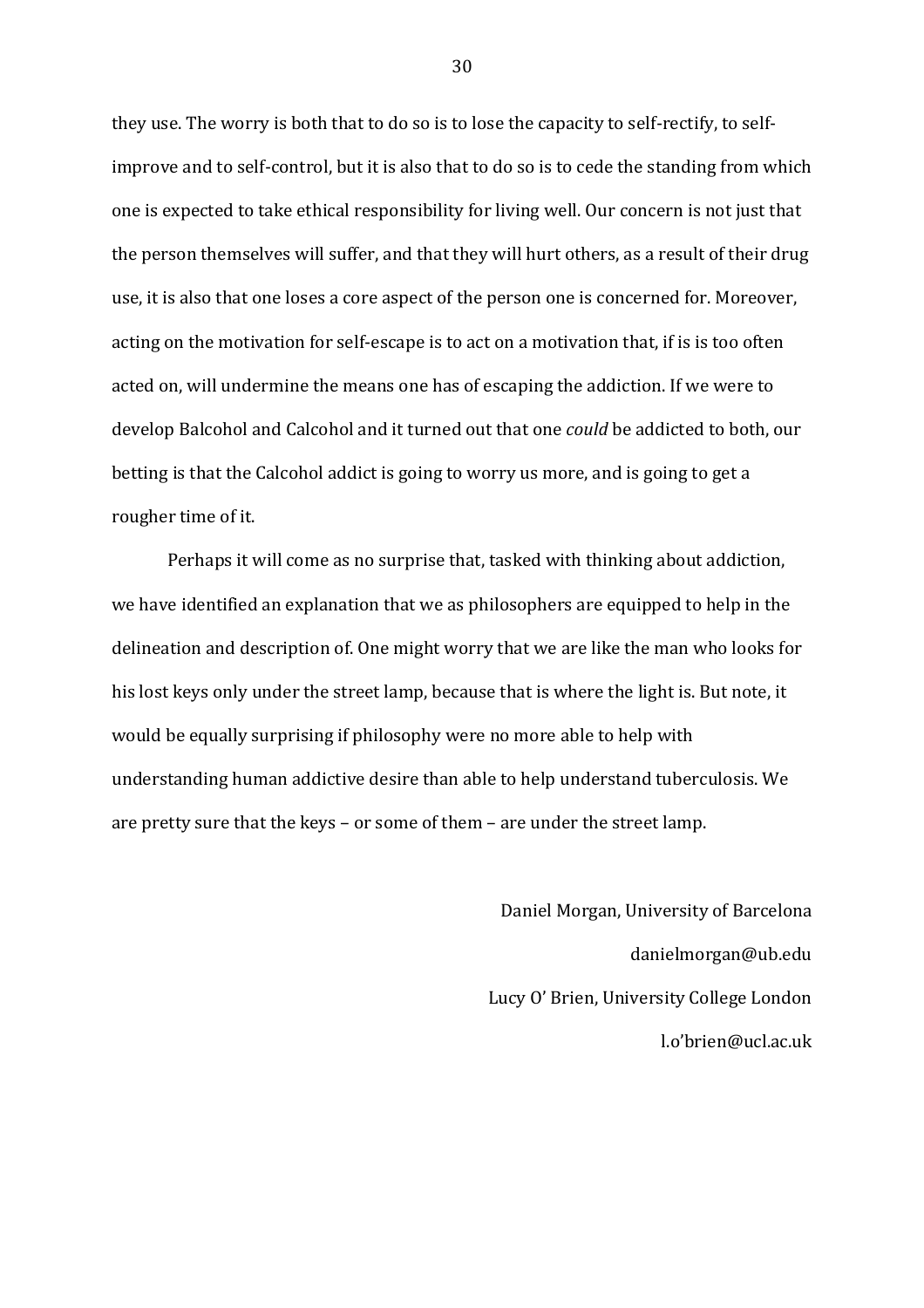they use. The worry is both that to do so is to lose the capacity to self-rectify, to self-improve and to self-control, but it is also that to do so is to cede the standing from which one is expected to take ethical responsibility for living well. Our concern is not just that the person themselves will suffer, and that they will hurt others, as a result of their drug use, it is also that one loses a core aspect of the person one is concerned for. Moreover, acting on the motivation for self-escape is to act on a motivation that, if is is too often acted on, will undermine the means one has of escaping the addiction. If we were to develop Balcohol and Calcohol and it turned out that one *could* be addicted to both, our betting is that the Calcohol addict is going to worry us more, and is going to get a rougher time of it.

Perhaps it will come as no surprise that, tasked with thinking about addiction, we have identified an explanation that we as philosophers are equipped to help in the delineation and description of. One might worry that we are like the man who looks for his lost keys only under the street lamp, because that is where the light is. But note, it would be equally surprising if philosophy were no more able to help with understanding human addictive desire than able to help understand tuberculosis. We are pretty sure that the keys – or some of them – are under the street lamp.

Daniel Morgan, University of Barcelona

danielmorgan@ub.edu

Lucy O' Brien, University College London

l.o'brien@ucl.ac.uk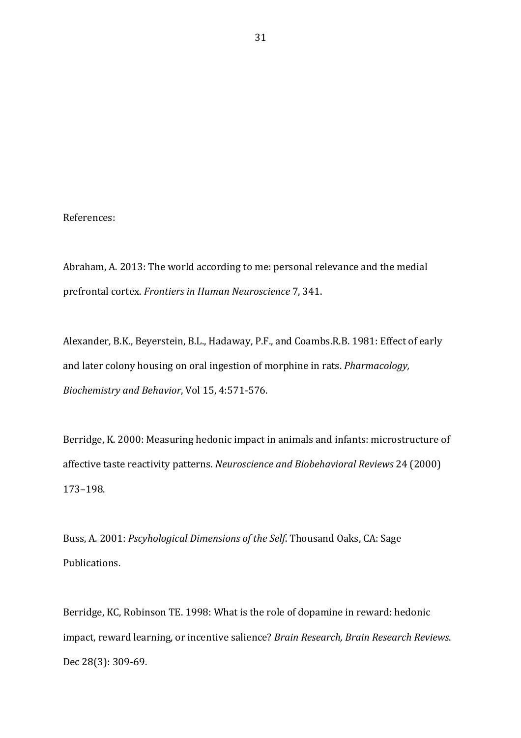References:

Abraham, A. 2013: The world according to me: personal relevance and the medial prefrontal cortex. *Frontiers in Human Neuroscience* 7, 341.

Alexander, B.K., Beyerstein, B.L., Hadaway, P.F., and Coambs.R.B. 1981: Effect of early and later colony housing on oral ingestion of morphine in rats. *Pharmacology, Biochemistry and Behavior*, Vol 15, 4:571-576.

Berridge, K. 2000: Measuring hedonic impact in animals and infants: microstructure of affective taste reactivity patterns. *Neuroscience and Biobehavioral Reviews* 24 (2000) 173–198.

Buss, A. 2001: *Pscyhological Dimensions of the Self*. Thousand Oaks, CA: Sage Publications.

Berridge, KC, Robinson TE. 1998: What is the role of dopamine in reward: hedonic impact, reward learning, or incentive salience? *Brain Research, Brain Research Reviews*. Dec 28(3): 309-69.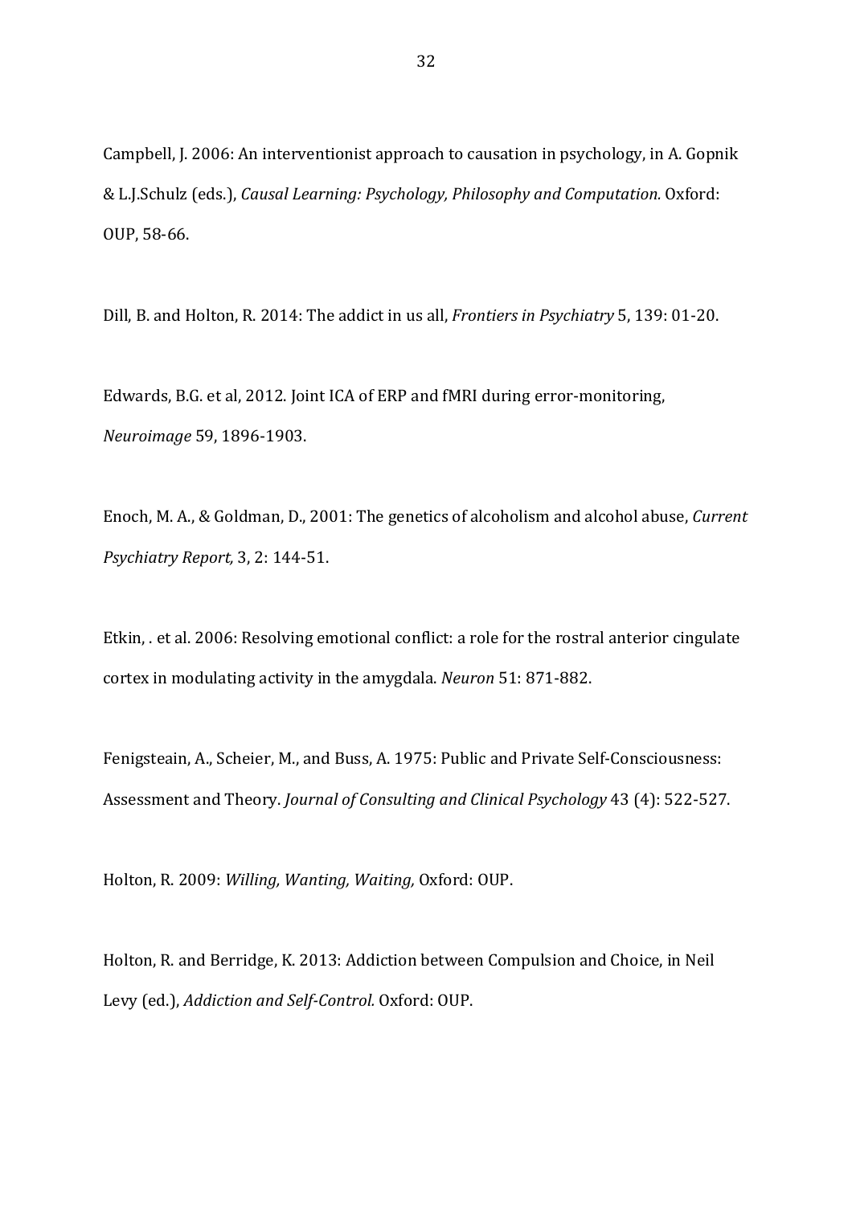Campbell, J. 2006: An interventionist approach to causation in psychology, in A. Gopnik & L.J.Schulz (eds.), *Causal Learning: Psychology, Philosophy and Computation.* Oxford: OUP, 58-66.

Dill, B. and Holton, R. 2014: The addict in us all, *Frontiers in Psychiatry* 5, 139: 01-20.

Edwards, B.G. et al, 2012. Joint ICA of ERP and fMRI during error-monitoring, *Neuroimage* 59, 1896-1903.

Enoch, M. A., & Goldman, D., 2001: The genetics of alcoholism and alcohol abuse, *Current Psychiatry Report,* 3, 2: 144-51.

Etkin, . et al. 2006: Resolving emotional conflict: a role for the rostral anterior cingulate cortex in modulating activity in the amygdala. *Neuron* 51: 871-882.

Fenigsteain, A., Scheier, M., and Buss, A. 1975: Public and Private Self-Consciousness: Assessment and Theory. *Journal of Consulting and Clinical Psychology* 43 (4): 522-527.

Holton, R. 2009: *Willing, Wanting, Waiting,* Oxford: OUP.

Holton, R. and Berridge, K. 2013: Addiction between Compulsion and Choice, in Neil Levy (ed.), *Addiction and Self-Control.* Oxford: OUP.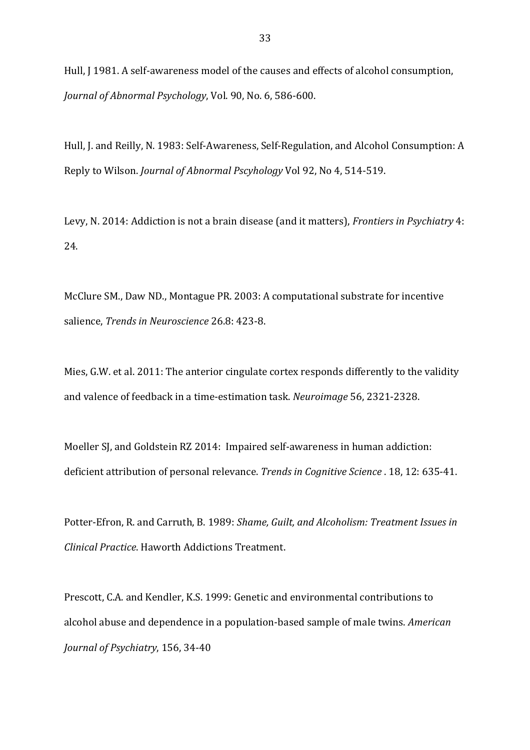Hull, J 1981. A self-awareness model of the causes and effects of alcohol consumption, *Journal of Abnormal Psychology*, Vol. 90, No. 6, 586-600.

Hull, J. and Reilly, N. 1983: Self-Awareness, Self-Regulation, and Alcohol Consumption: A Reply to Wilson. *Journal of Abnormal Pscyhology* Vol 92, No 4, 514-519.

Levy, N. 2014: Addiction is not a brain disease (and it matters), *Frontiers in Psychiatry* 4: 24.

McClure SM., Daw ND., Montague PR. 2003: A computational substrate for incentive salience, *Trends in Neuroscience* 26.8: 423-8.

Mies, G.W. et al. 2011: The anterior cingulate cortex responds differently to the validity and valence of feedback in a time-estimation task. *Neuroimage* 56, 2321-2328.

Moeller SJ, and Goldstein RZ 2014: Impaired self-awareness in human addiction: deficient attribution of personal relevance. *Trends in Cognitive Science* . 18, 12: 635-41.

Potter-Efron, R. and Carruth, B. 1989: *Shame, Guilt, and Alcoholism: Treatment Issues in Clinical Practice*. Haworth Addictions Treatment.

Prescott, C.A. and Kendler, K.S. 1999: Genetic and environmental contributions to alcohol abuse and dependence in a population-based sample of male twins. *American Journal of Psychiatry*, 156, 34-40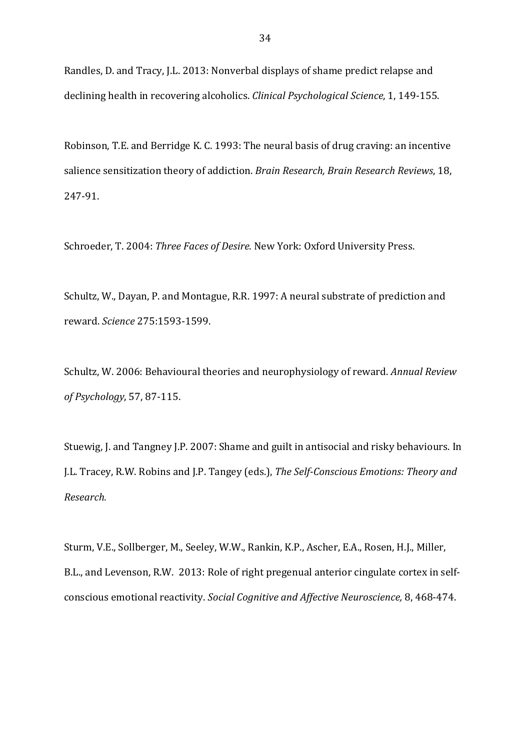Randles, D. and Tracy, J.L. 2013: Nonverbal displays of shame predict relapse and declining health in recovering alcoholics. *Clinical Psychological Science*, 1, 149-155.

Robinson, T.E. and Berridge K. C. 1993: The neural basis of drug craving: an incentive salience sensitization theory of addiction. *Brain Research, Brain Research Reviews*, 18, 247-91.

Schroeder, T. 2004: *Three Faces of Desire.* New York: Oxford University Press.

Schultz, W., Dayan, P. and Montague, R.R. 1997: A neural substrate of prediction and reward. *Science* 275:1593-1599.

Schultz, W. 2006: Behavioural theories and neurophysiology of reward. *Annual Review of Psychology*, 57, 87-115.

Stuewig, J. and Tangney J.P. 2007: Shame and guilt in antisocial and risky behaviours. In J.L. Tracey, R.W. Robins and J.P. Tangey (eds.), *The Self-Conscious Emotions: Theory and Research.*

Sturm, V.E., Sollberger, M., Seeley, W.W., Rankin, K.P., Ascher, E.A., Rosen, H.J., Miller, B.L., and Levenson, R.W. 2013: Role of right pregenual anterior cingulate cortex in self-conscious emotional reactivity. *Social Cognitive and Affective Neuroscience,* 8, 468-474.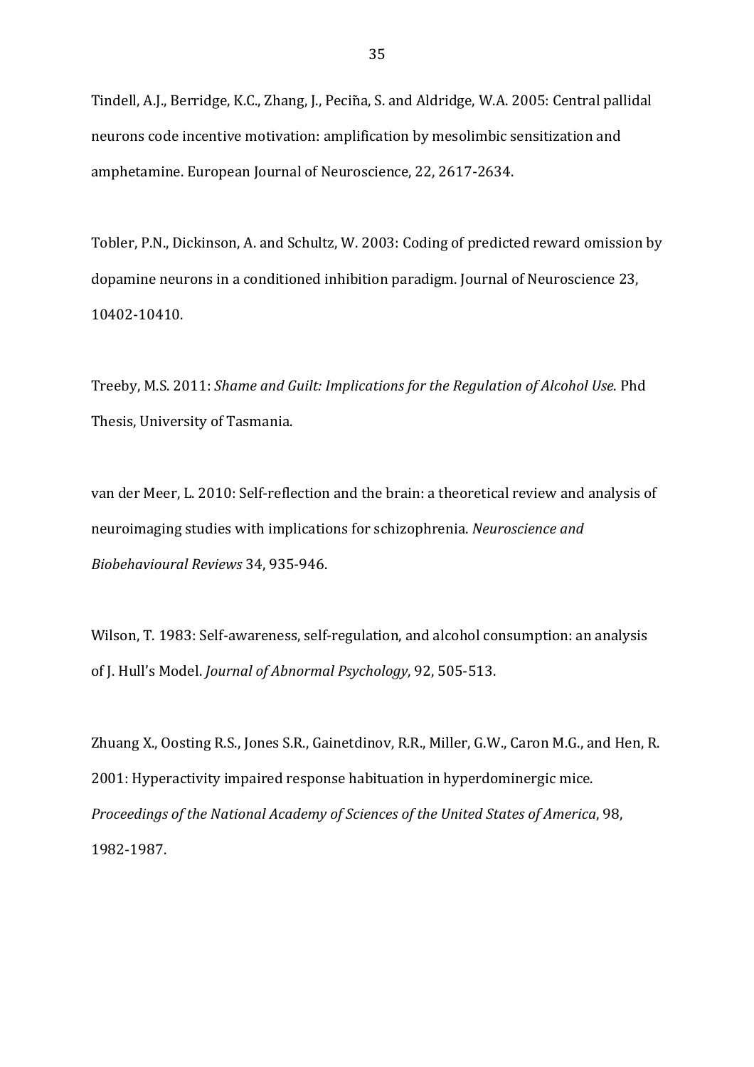Tindell, A.J., Berridge, K.C., Zhang, J., Peciña, S. and Aldridge, W.A. 2005: Central pallidal neurons code incentive motivation: amplification by mesolimbic sensitization and amphetamine. European Journal of Neuroscience, 22, 2617-2634.

Tobler, P.N., Dickinson, A. and Schultz, W. 2003: Coding of predicted reward omission by dopamine neurons in a conditioned inhibition paradigm. Journal of Neuroscience 23, 10402-10410.

Treeby, M.S. 2011: *Shame and Guilt: Implications for the Regulation of Alcohol Use*. Phd Thesis, University of Tasmania.

van der Meer, L. 2010: Self-reflection and the brain: a theoretical review and analysis of neuroimaging studies with implications for schizophrenia. *Neuroscience and Biobehavioural Reviews* 34, 935-946.

Wilson, T. 1983: Self-awareness, self-regulation, and alcohol consumption: an analysis of J. Hull's Model. *Journal of Abnormal Psychology*, 92, 505-513.

Zhuang X., Oosting R.S., Jones S.R., Gainetdinov, R.R., Miller, G.W., Caron M.G., and Hen, R. 2001: Hyperactivity impaired response habituation in hyperdominergic mice. *Proceedings of the National Academy of Sciences of the United States of America*, 98, 1982-1987.